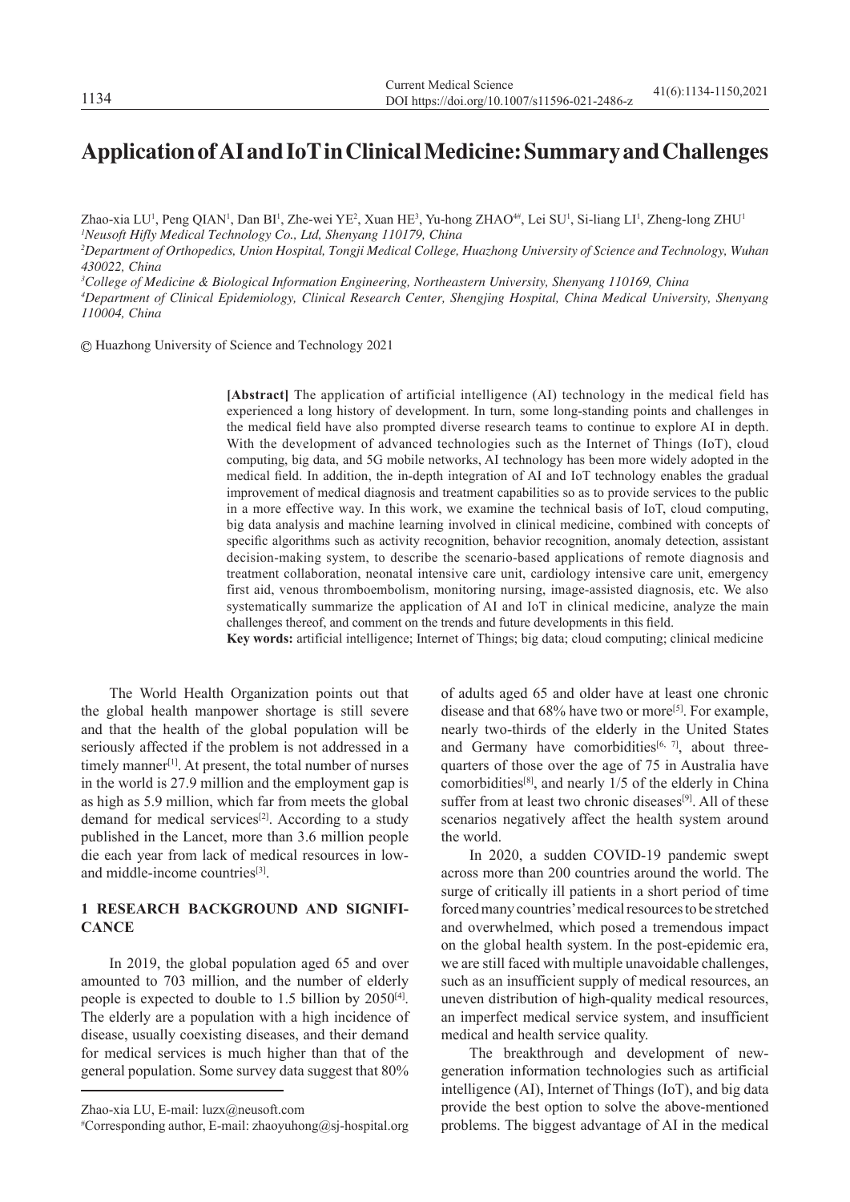# Application of AI and IoT in Clinical Medicine: Summary and Challenges

Zhao-xia LU[1], Peng QIAN[1], Dan BI[1], Zhe-wei YE[2], Xuan HE[3], Yu-hong ZHAO[4#], Lei SU[1], Si-liang LI[1], Zheng-long ZHU[1]

[1]*Neusoft Hifly Medical Technology Co., Ltd, Shenyang 110179, China*

[2]*Department of Orthopedics, Union Hospital, Tongji Medical College, Huazhong University of Science and Technology, Wuhan 430022, China*

[3]*College of Medicine & Biological Information Engineering, Northeastern University, Shenyang 110169, China*

[4]*Department of Clinical Epidemiology, Clinical Research Center, Shengjing Hospital, China Medical University, Shenyang 110004, China*

© Huazhong University of Science and Technology 2021

**[Abstract]** The application of artificial intelligence (AI) technology in the medical field has experienced a long history of development. In turn, some long-standing points and challenges in the medical field have also prompted diverse research teams to continue to explore AI in depth. With the development of advanced technologies such as the Internet of Things (IoT), cloud computing, big data, and 5G mobile networks, AI technology has been more widely adopted in the medical field. In addition, the in-depth integration of AI and IoT technology enables the gradual improvement of medical diagnosis and treatment capabilities so as to provide services to the public in a more effective way. In this work, we examine the technical basis of IoT, cloud computing, big data analysis and machine learning involved in clinical medicine, combined with concepts of specific algorithms such as activity recognition, behavior recognition, anomaly detection, assistant decision-making system, to describe the scenario-based applications of remote diagnosis and treatment collaboration, neonatal intensive care unit, cardiology intensive care unit, emergency first aid, venous thromboembolism, monitoring nursing, image-assisted diagnosis, etc. We also systematically summarize the application of AI and IoT in clinical medicine, analyze the main challenges thereof, and comment on the trends and future developments in this field.

**Key words:** artificial intelligence; Internet of Things; big data; cloud computing; clinical medicine

The World Health Organization points out that the global health manpower shortage is still severe and that the health of the global population will be seriously affected if the problem is not addressed in a timely manner[1]. At present, the total number of nurses in the world is 27.9 million and the employment gap is as high as 5.9 million, which far from meets the global demand for medical services[2]. According to a study published in the Lancet, more than 3.6 million people die each year from lack of medical resources in low- and middle-income countries[3].

## 1 RESEARCH BACKGROUND AND SIGNIFICANCE

In 2019, the global population aged 65 and over amounted to 703 million, and the number of elderly people is expected to double to 1.5 billion by 2050[4]. The elderly are a population with a high incidence of disease, usually coexisting diseases, and their demand for medical services is much higher than that of the general population. Some survey data suggest that 80% of adults aged 65 and older have at least one chronic disease and that 68% have two or more[5]. For example, nearly two-thirds of the elderly in the United States and Germany have comorbidities[6, 7], about three-quarters of those over the age of 75 in Australia have comorbidities[8], and nearly 1/5 of the elderly in China suffer from at least two chronic diseases[9]. All of these scenarios negatively affect the health system around the world.

In 2020, a sudden COVID-19 pandemic swept across more than 200 countries around the world. The surge of critically ill patients in a short period of time forced many countries' medical resources to be stretched and overwhelmed, which posed a tremendous impact on the global health system. In the post-epidemic era, we are still faced with multiple unavoidable challenges, such as an insufficient supply of medical resources, an uneven distribution of high-quality medical resources, an imperfect medical service system, and insufficient medical and health service quality.

The breakthrough and development of new-generation information technologies such as artificial intelligence (AI), Internet of Things (IoT), and big data provide the best option to solve the above-mentioned problems. The biggest advantage of AI in the medical

---

Zhao-xia LU, E-mail: luzx@neusoft.com

#Corresponding author, E-mail: zhaoyuhong@sj-hospital.org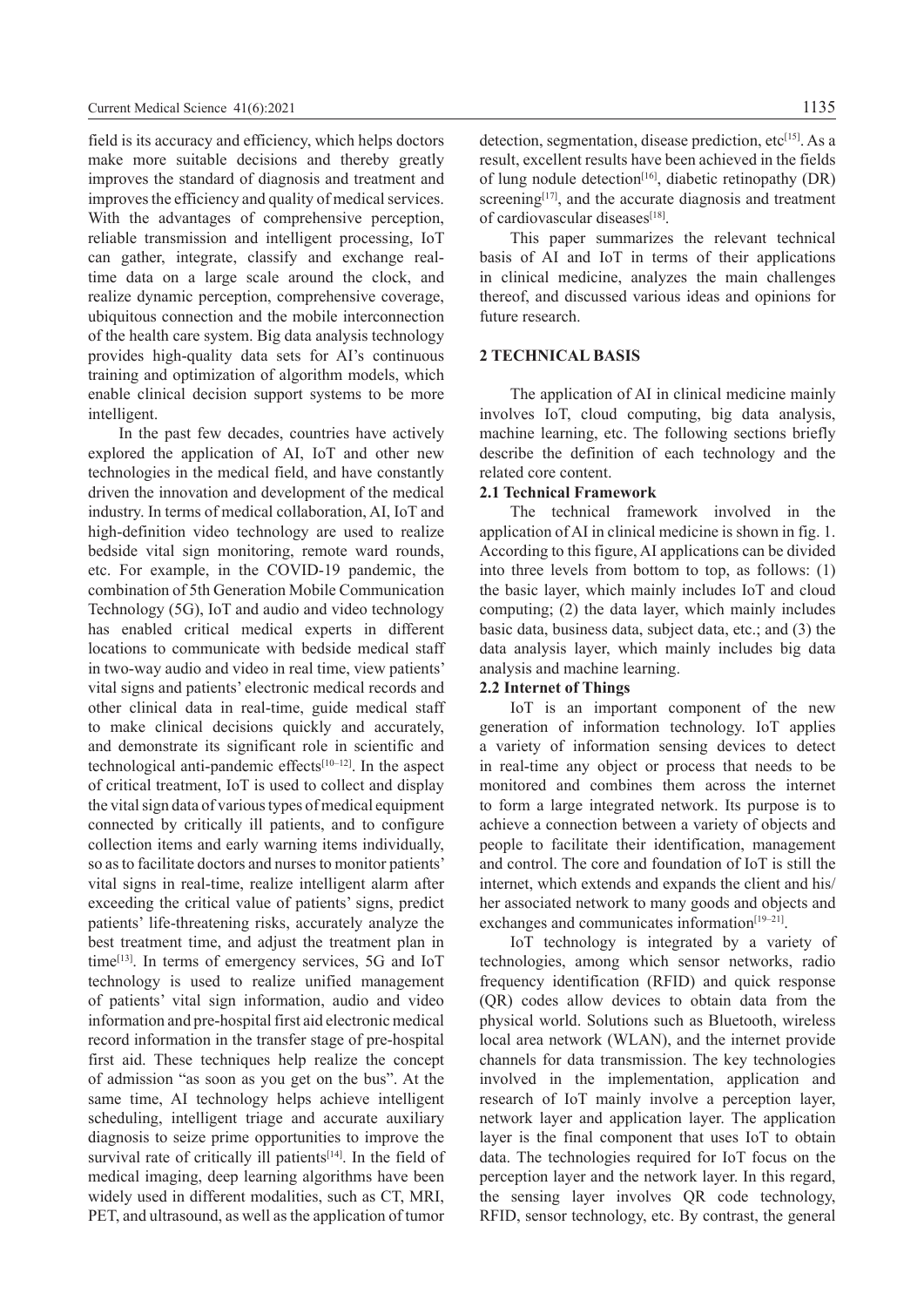field is its accuracy and efficiency, which helps doctors make more suitable decisions and thereby greatly improves the standard of diagnosis and treatment and improves the efficiency and quality of medical services. With the advantages of comprehensive perception, reliable transmission and intelligent processing, IoT can gather, integrate, classify and exchange real-time data on a large scale around the clock, and realize dynamic perception, comprehensive coverage, ubiquitous connection and the mobile interconnection of the health care system. Big data analysis technology provides high-quality data sets for AI's continuous training and optimization of algorithm models, which enable clinical decision support systems to be more intelligent.

In the past few decades, countries have actively explored the application of AI, IoT and other new technologies in the medical field, and have constantly driven the innovation and development of the medical industry. In terms of medical collaboration, AI, IoT and high-definition video technology are used to realize bedside vital sign monitoring, remote ward rounds, etc. For example, in the COVID-19 pandemic, the combination of 5th Generation Mobile Communication Technology (5G), IoT and audio and video technology has enabled critical medical experts in different locations to communicate with bedside medical staff in two-way audio and video in real time, view patients' vital signs and patients' electronic medical records and other clinical data in real-time, guide medical staff to make clinical decisions quickly and accurately, and demonstrate its significant role in scientific and technological anti-pandemic effects[10–12]. In the aspect of critical treatment, IoT is used to collect and display the vital sign data of various types of medical equipment connected by critically ill patients, and to configure collection items and early warning items individually, so as to facilitate doctors and nurses to monitor patients' vital signs in real-time, realize intelligent alarm after exceeding the critical value of patients' signs, predict patients' life-threatening risks, accurately analyze the best treatment time, and adjust the treatment plan in time[13]. In terms of emergency services, 5G and IoT technology is used to realize unified management of patients' vital sign information, audio and video information and pre-hospital first aid electronic medical record information in the transfer stage of pre-hospital first aid. These techniques help realize the concept of admission "as soon as you get on the bus". At the same time, AI technology helps achieve intelligent scheduling, intelligent triage and accurate auxiliary diagnosis to seize prime opportunities to improve the survival rate of critically ill patients[14]. In the field of medical imaging, deep learning algorithms have been widely used in different modalities, such as CT, MRI, PET, and ultrasound, as well as the application of tumor detection, segmentation, disease prediction, etc[15]. As a result, excellent results have been achieved in the fields of lung nodule detection[16], diabetic retinopathy (DR) screening[17], and the accurate diagnosis and treatment of cardiovascular diseases[18].

This paper summarizes the relevant technical basis of AI and IoT in terms of their applications in clinical medicine, analyzes the main challenges thereof, and discussed various ideas and opinions for future research.

## 2 TECHNICAL BASIS

The application of AI in clinical medicine mainly involves IoT, cloud computing, big data analysis, machine learning, etc. The following sections briefly describe the definition of each technology and the related core content.

### 2.1 Technical Framework

The technical framework involved in the application of AI in clinical medicine is shown in fig. 1. According to this figure, AI applications can be divided into three levels from bottom to top, as follows: (1) the basic layer, which mainly includes IoT and cloud computing; (2) the data layer, which mainly includes basic data, business data, subject data, etc.; and (3) the data analysis layer, which mainly includes big data analysis and machine learning.

### 2.2 Internet of Things

IoT is an important component of the new generation of information technology. IoT applies a variety of information sensing devices to detect in real-time any object or process that needs to be monitored and combines them across the internet to form a large integrated network. Its purpose is to achieve a connection between a variety of objects and people to facilitate their identification, management and control. The core and foundation of IoT is still the internet, which extends and expands the client and his/her associated network to many goods and objects and exchanges and communicates information[19–21].

IoT technology is integrated by a variety of technologies, among which sensor networks, radio frequency identification (RFID) and quick response (QR) codes allow devices to obtain data from the physical world. Solutions such as Bluetooth, wireless local area network (WLAN), and the internet provide channels for data transmission. The key technologies involved in the implementation, application and research of IoT mainly involve a perception layer, network layer and application layer. The application layer is the final component that uses IoT to obtain data. The technologies required for IoT focus on the perception layer and the network layer. In this regard, the sensing layer involves QR code technology, RFID, sensor technology, etc. By contrast, the general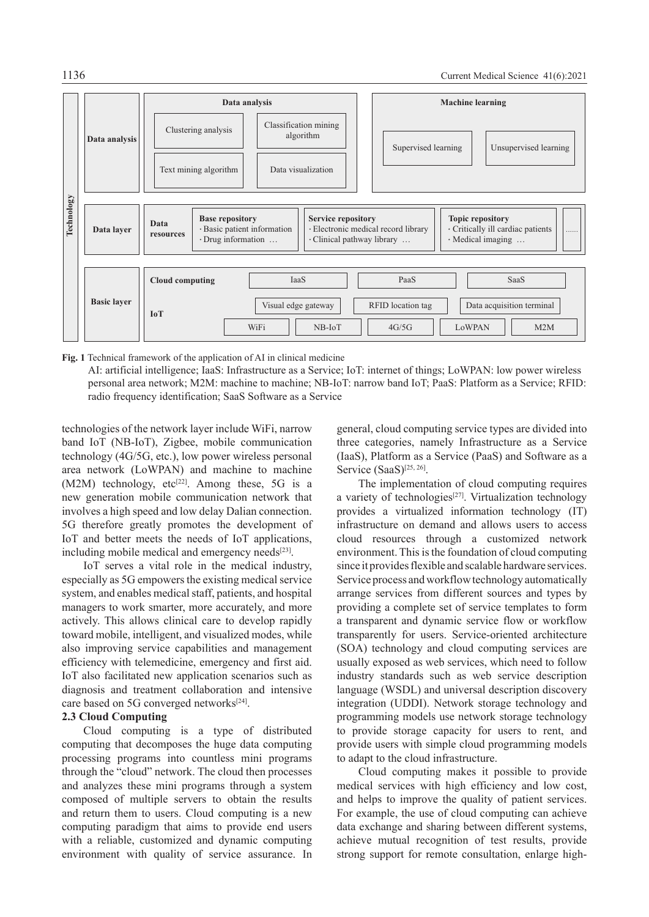Technology

Data analysis

Data analysis

Clustering analysis

Classification mining algorithm

Text mining algorithm

Data visualization

Machine learning

Supervised learning

Unsupervised learning

Data layer

Data resources

Base repository
· Basic patient information
· Drug information …

Service repository
· Electronic medical record library
· Clinical pathway library …

Topic repository
· Critically ill cardiac patients
· Medical imaging …

......

Basic layer

Cloud computing

IaaS

PaaS

SaaS

IoT

Visual edge gateway

RFID location tag

Data acquisition terminal

WiFi

NB-IoT

4G/5G

LoWPAN

M2M

**Fig. 1** Technical framework of the application of AI in clinical medicine

AI: artificial intelligence; IaaS: Infrastructure as a Service; IoT: internet of things; LoWPAN: low power wireless personal area network; M2M: machine to machine; NB-IoT: narrow band IoT; PaaS: Platform as a Service; RFID: radio frequency identification; SaaS Software as a Service

technologies of the network layer include WiFi, narrow band IoT (NB-IoT), Zigbee, mobile communication technology (4G/5G, etc.), low power wireless personal area network (LoWPAN) and machine to machine (M2M) technology, etc[22]. Among these, 5G is a new generation mobile communication network that involves a high speed and low delay Dalian connection. 5G therefore greatly promotes the development of IoT and better meets the needs of IoT applications, including mobile medical and emergency needs[23].

IoT serves a vital role in the medical industry, especially as 5G empowers the existing medical service system, and enables medical staff, patients, and hospital managers to work smarter, more accurately, and more actively. This allows clinical care to develop rapidly toward mobile, intelligent, and visualized modes, while also improving service capabilities and management efficiency with telemedicine, emergency and first aid. IoT also facilitated new application scenarios such as diagnosis and treatment collaboration and intensive care based on 5G converged networks[24].

### 2.3 Cloud Computing

Cloud computing is a type of distributed computing that decomposes the huge data computing processing programs into countless mini programs through the "cloud" network. The cloud then processes and analyzes these mini programs through a system composed of multiple servers to obtain the results and return them to users. Cloud computing is a new computing paradigm that aims to provide end users with a reliable, customized and dynamic computing environment with quality of service assurance. In general, cloud computing service types are divided into three categories, namely Infrastructure as a Service (IaaS), Platform as a Service (PaaS) and Software as a Service (SaaS)[25, 26].

The implementation of cloud computing requires a variety of technologies[27]. Virtualization technology provides a virtualized information technology (IT) infrastructure on demand and allows users to access cloud resources through a customized network environment. This is the foundation of cloud computing since it provides flexible and scalable hardware services. Service process and workflow technology automatically arrange services from different sources and types by providing a complete set of service templates to form a transparent and dynamic service flow or workflow transparently for users. Service-oriented architecture (SOA) technology and cloud computing services are usually exposed as web services, which need to follow industry standards such as web service description language (WSDL) and universal description discovery integration (UDDI). Network storage technology and programming models use network storage technology to provide storage capacity for users to rent, and provide users with simple cloud programming models to adapt to the cloud infrastructure.

Cloud computing makes it possible to provide medical services with high efficiency and low cost, and helps to improve the quality of patient services. For example, the use of cloud computing can achieve data exchange and sharing between different systems, achieve mutual recognition of test results, provide strong support for remote consultation, enlarge high-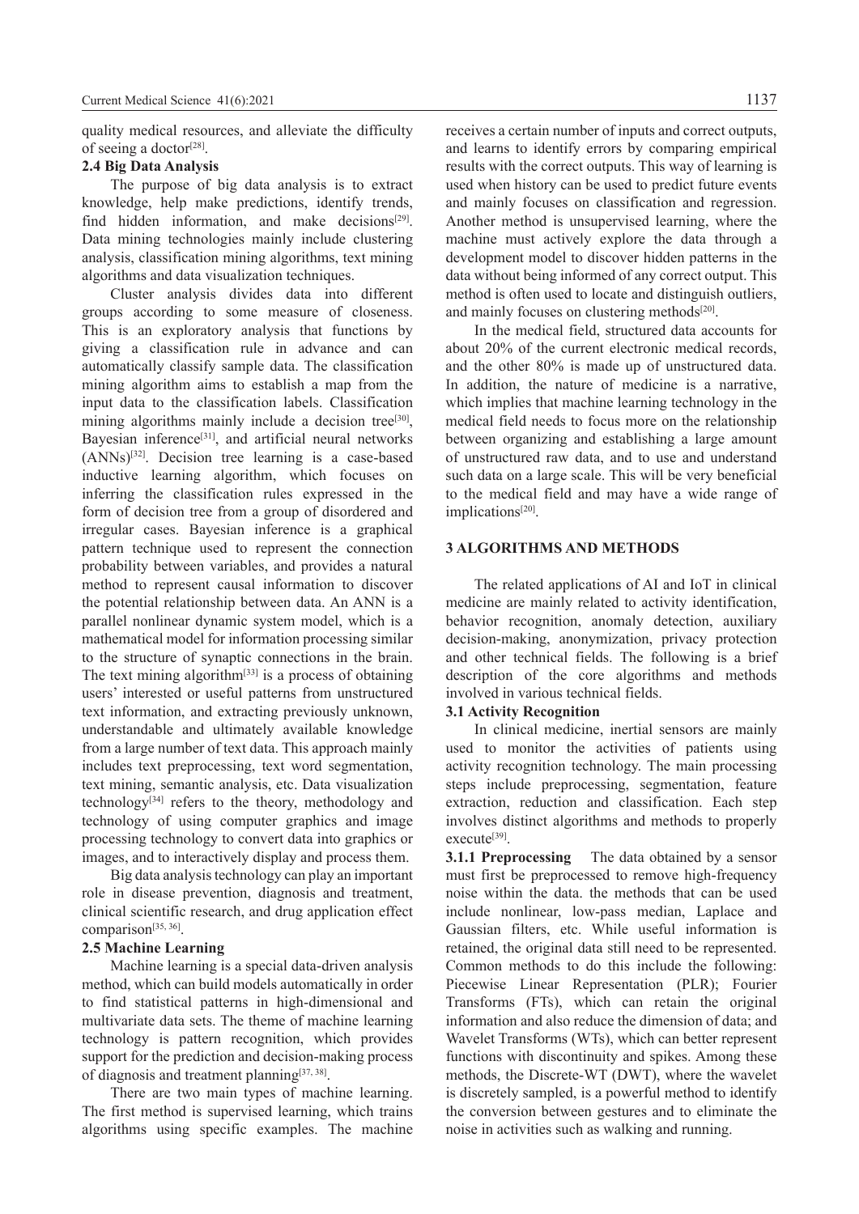quality medical resources, and alleviate the difficulty of seeing a doctor[28].

### 2.4 Big Data Analysis

The purpose of big data analysis is to extract knowledge, help make predictions, identify trends, find hidden information, and make decisions[29]. Data mining technologies mainly include clustering analysis, classification mining algorithms, text mining algorithms and data visualization techniques.

Cluster analysis divides data into different groups according to some measure of closeness. This is an exploratory analysis that functions by giving a classification rule in advance and can automatically classify sample data. The classification mining algorithm aims to establish a map from the input data to the classification labels. Classification mining algorithms mainly include a decision tree[30], Bayesian inference[31], and artificial neural networks (ANNs)[32]. Decision tree learning is a case-based inductive learning algorithm, which focuses on inferring the classification rules expressed in the form of decision tree from a group of disordered and irregular cases. Bayesian inference is a graphical pattern technique used to represent the connection probability between variables, and provides a natural method to represent causal information to discover the potential relationship between data. An ANN is a parallel nonlinear dynamic system model, which is a mathematical model for information processing similar to the structure of synaptic connections in the brain. The text mining algorithm[33] is a process of obtaining users' interested or useful patterns from unstructured text information, and extracting previously unknown, understandable and ultimately available knowledge from a large number of text data. This approach mainly includes text preprocessing, text word segmentation, text mining, semantic analysis, etc. Data visualization technology[34] refers to the theory, methodology and technology of using computer graphics and image processing technology to convert data into graphics or images, and to interactively display and process them.

Big data analysis technology can play an important role in disease prevention, diagnosis and treatment, clinical scientific research, and drug application effect comparison[35, 36].

### 2.5 Machine Learning

Machine learning is a special data-driven analysis method, which can build models automatically in order to find statistical patterns in high-dimensional and multivariate data sets. The theme of machine learning technology is pattern recognition, which provides support for the prediction and decision-making process of diagnosis and treatment planning[37, 38].

There are two main types of machine learning. The first method is supervised learning, which trains algorithms using specific examples. The machine receives a certain number of inputs and correct outputs, and learns to identify errors by comparing empirical results with the correct outputs. This way of learning is used when history can be used to predict future events and mainly focuses on classification and regression. Another method is unsupervised learning, where the machine must actively explore the data through a development model to discover hidden patterns in the data without being informed of any correct output. This method is often used to locate and distinguish outliers, and mainly focuses on clustering methods[20].

In the medical field, structured data accounts for about 20% of the current electronic medical records, and the other 80% is made up of unstructured data. In addition, the nature of medicine is a narrative, which implies that machine learning technology in the medical field needs to focus more on the relationship between organizing and establishing a large amount of unstructured raw data, and to use and understand such data on a large scale. This will be very beneficial to the medical field and may have a wide range of implications[20].

## 3 ALGORITHMS AND METHODS

The related applications of AI and IoT in clinical medicine are mainly related to activity identification, behavior recognition, anomaly detection, auxiliary decision-making, anonymization, privacy protection and other technical fields. The following is a brief description of the core algorithms and methods involved in various technical fields.

### 3.1 Activity Recognition

In clinical medicine, inertial sensors are mainly used to monitor the activities of patients using activity recognition technology. The main processing steps include preprocessing, segmentation, feature extraction, reduction and classification. Each step involves distinct algorithms and methods to properly execute[39].

**3.1.1 Preprocessing** The data obtained by a sensor must first be preprocessed to remove high-frequency noise within the data. the methods that can be used include nonlinear, low-pass median, Laplace and Gaussian filters, etc. While useful information is retained, the original data still need to be represented. Common methods to do this include the following: Piecewise Linear Representation (PLR); Fourier Transforms (FTs), which can retain the original information and also reduce the dimension of data; and Wavelet Transforms (WTs), which can better represent functions with discontinuity and spikes. Among these methods, the Discrete-WT (DWT), where the wavelet is discretely sampled, is a powerful method to identify the conversion between gestures and to eliminate the noise in activities such as walking and running.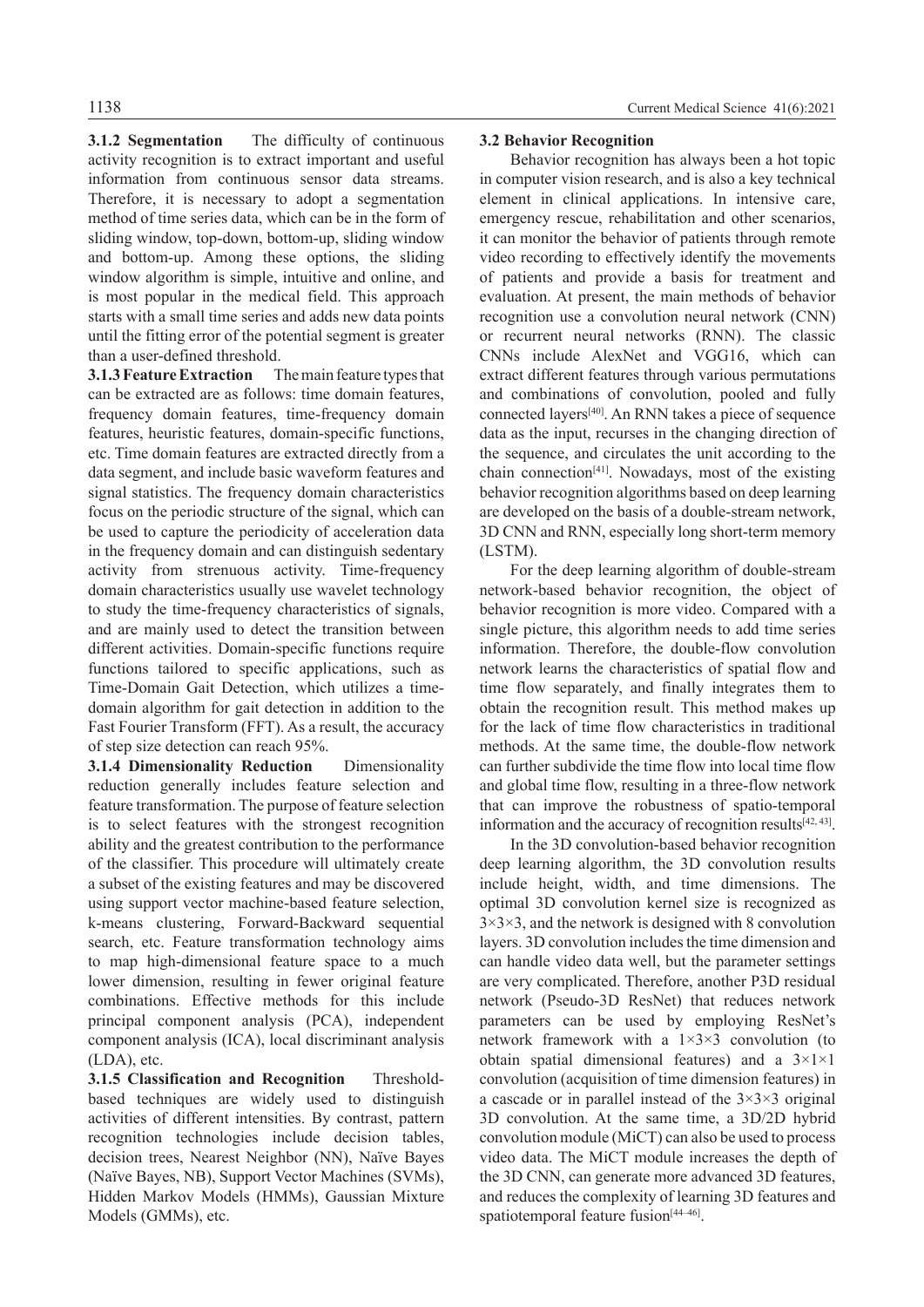**3.1.2 Segmentation** The difficulty of continuous activity recognition is to extract important and useful information from continuous sensor data streams. Therefore, it is necessary to adopt a segmentation method of time series data, which can be in the form of sliding window, top-down, bottom-up, sliding window and bottom-up. Among these options, the sliding window algorithm is simple, intuitive and online, and is most popular in the medical field. This approach starts with a small time series and adds new data points until the fitting error of the potential segment is greater than a user-defined threshold.

**3.1.3 Feature Extraction** The main feature types that can be extracted are as follows: time domain features, frequency domain features, time-frequency domain features, heuristic features, domain-specific functions, etc. Time domain features are extracted directly from a data segment, and include basic waveform features and signal statistics. The frequency domain characteristics focus on the periodic structure of the signal, which can be used to capture the periodicity of acceleration data in the frequency domain and can distinguish sedentary activity from strenuous activity. Time-frequency domain characteristics usually use wavelet technology to study the time-frequency characteristics of signals, and are mainly used to detect the transition between different activities. Domain-specific functions require functions tailored to specific applications, such as Time-Domain Gait Detection, which utilizes a time-domain algorithm for gait detection in addition to the Fast Fourier Transform (FFT). As a result, the accuracy of step size detection can reach 95%.

**3.1.4 Dimensionality Reduction** Dimensionality reduction generally includes feature selection and feature transformation. The purpose of feature selection is to select features with the strongest recognition ability and the greatest contribution to the performance of the classifier. This procedure will ultimately create a subset of the existing features and may be discovered using support vector machine-based feature selection, k-means clustering, Forward-Backward sequential search, etc. Feature transformation technology aims to map high-dimensional feature space to a much lower dimension, resulting in fewer original feature combinations. Effective methods for this include principal component analysis (PCA), independent component analysis (ICA), local discriminant analysis (LDA), etc.

**3.1.5 Classification and Recognition** Threshold-based techniques are widely used to distinguish activities of different intensities. By contrast, pattern recognition technologies include decision tables, decision trees, Nearest Neighbor (NN), Naïve Bayes (Naïve Bayes, NB), Support Vector Machines (SVMs), Hidden Markov Models (HMMs), Gaussian Mixture Models (GMMs), etc.

### 3.2 Behavior Recognition

Behavior recognition has always been a hot topic in computer vision research, and is also a key technical element in clinical applications. In intensive care, emergency rescue, rehabilitation and other scenarios, it can monitor the behavior of patients through remote video recording to effectively identify the movements of patients and provide a basis for treatment and evaluation. At present, the main methods of behavior recognition use a convolution neural network (CNN) or recurrent neural networks (RNN). The classic CNNs include AlexNet and VGG16, which can extract different features through various permutations and combinations of convolution, pooled and fully connected layers[40]. An RNN takes a piece of sequence data as the input, recurses in the changing direction of the sequence, and circulates the unit according to the chain connection[41]. Nowadays, most of the existing behavior recognition algorithms based on deep learning are developed on the basis of a double-stream network, 3D CNN and RNN, especially long short-term memory (LSTM).

For the deep learning algorithm of double-stream network-based behavior recognition, the object of behavior recognition is more video. Compared with a single picture, this algorithm needs to add time series information. Therefore, the double-flow convolution network learns the characteristics of spatial flow and time flow separately, and finally integrates them to obtain the recognition result. This method makes up for the lack of time flow characteristics in traditional methods. At the same time, the double-flow network can further subdivide the time flow into local time flow and global time flow, resulting in a three-flow network that can improve the robustness of spatio-temporal information and the accuracy of recognition results[42, 43].

In the 3D convolution-based behavior recognition deep learning algorithm, the 3D convolution results include height, width, and time dimensions. The optimal 3D convolution kernel size is recognized as 3×3×3, and the network is designed with 8 convolution layers. 3D convolution includes the time dimension and can handle video data well, but the parameter settings are very complicated. Therefore, another P3D residual network (Pseudo-3D ResNet) that reduces network parameters can be used by employing ResNet's network framework with a 1×3×3 convolution (to obtain spatial dimensional features) and a 3×1×1 convolution (acquisition of time dimension features) in a cascade or in parallel instead of the 3×3×3 original 3D convolution. At the same time, a 3D/2D hybrid convolution module (MiCT) can also be used to process video data. The MiCT module increases the depth of the 3D CNN, can generate more advanced 3D features, and reduces the complexity of learning 3D features and spatiotemporal feature fusion[44–46].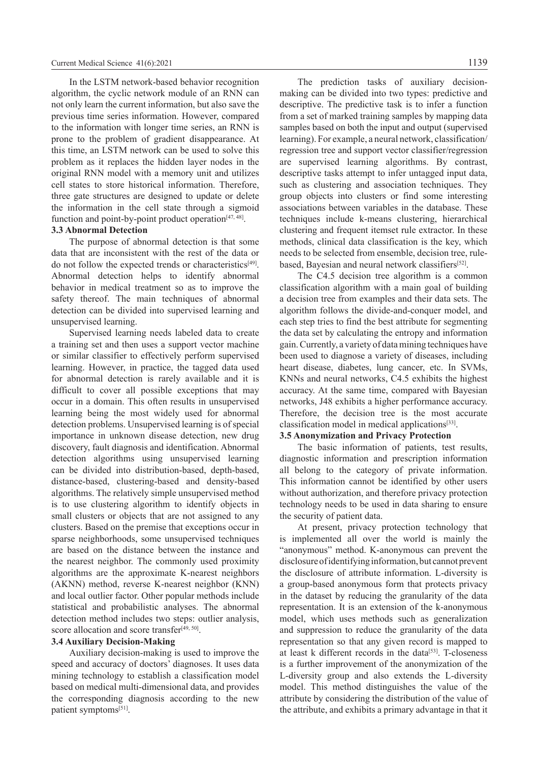In the LSTM network-based behavior recognition algorithm, the cyclic network module of an RNN can not only learn the current information, but also save the previous time series information. However, compared to the information with longer time series, an RNN is prone to the problem of gradient disappearance. At this time, an LSTM network can be used to solve this problem as it replaces the hidden layer nodes in the original RNN model with a memory unit and utilizes cell states to store historical information. Therefore, three gate structures are designed to update or delete the information in the cell state through a sigmoid function and point-by-point product operation[47, 48].

### 3.3 Abnormal Detection

The purpose of abnormal detection is that some data that are inconsistent with the rest of the data or do not follow the expected trends or characteristics[49]. Abnormal detection helps to identify abnormal behavior in medical treatment so as to improve the safety thereof. The main techniques of abnormal detection can be divided into supervised learning and unsupervised learning.

Supervised learning needs labeled data to create a training set and then uses a support vector machine or similar classifier to effectively perform supervised learning. However, in practice, the tagged data used for abnormal detection is rarely available and it is difficult to cover all possible exceptions that may occur in a domain. This often results in unsupervised learning being the most widely used for abnormal detection problems. Unsupervised learning is of special importance in unknown disease detection, new drug discovery, fault diagnosis and identification. Abnormal detection algorithms using unsupervised learning can be divided into distribution-based, depth-based, distance-based, clustering-based and density-based algorithms. The relatively simple unsupervised method is to use clustering algorithm to identify objects in small clusters or objects that are not assigned to any clusters. Based on the premise that exceptions occur in sparse neighborhoods, some unsupervised techniques are based on the distance between the instance and the nearest neighbor. The commonly used proximity algorithms are the approximate K-nearest neighbors (AKNN) method, reverse K-nearest neighbor (KNN) and local outlier factor. Other popular methods include statistical and probabilistic analyses. The abnormal detection method includes two steps: outlier analysis, score allocation and score transfer[49, 50].

### 3.4 Auxiliary Decision-Making

Auxiliary decision-making is used to improve the speed and accuracy of doctors' diagnoses. It uses data mining technology to establish a classification model based on medical multi-dimensional data, and provides the corresponding diagnosis according to the new patient symptoms[51].

The prediction tasks of auxiliary decision-making can be divided into two types: predictive and descriptive. The predictive task is to infer a function from a set of marked training samples by mapping data samples based on both the input and output (supervised learning). For example, a neural network, classification/regression tree and support vector classifier/regression are supervised learning algorithms. By contrast, descriptive tasks attempt to infer untagged input data, such as clustering and association techniques. They group objects into clusters or find some interesting associations between variables in the database. These techniques include k-means clustering, hierarchical clustering and frequent itemset rule extractor. In these methods, clinical data classification is the key, which needs to be selected from ensemble, decision tree, rule-based, Bayesian and neural network classifiers[52].

The C4.5 decision tree algorithm is a common classification algorithm with a main goal of building a decision tree from examples and their data sets. The algorithm follows the divide-and-conquer model, and each step tries to find the best attribute for segmenting the data set by calculating the entropy and information gain. Currently, a variety of data mining techniques have been used to diagnose a variety of diseases, including heart disease, diabetes, lung cancer, etc. In SVMs, KNNs and neural networks, C4.5 exhibits the highest accuracy. At the same time, compared with Bayesian networks, J48 exhibits a higher performance accuracy. Therefore, the decision tree is the most accurate classification model in medical applications[33].

### 3.5 Anonymization and Privacy Protection

The basic information of patients, test results, diagnostic information and prescription information all belong to the category of private information. This information cannot be identified by other users without authorization, and therefore privacy protection technology needs to be used in data sharing to ensure the security of patient data.

At present, privacy protection technology that is implemented all over the world is mainly the "anonymous" method. K-anonymous can prevent the disclosure of identifying information, but cannot prevent the disclosure of attribute information. L-diversity is a group-based anonymous form that protects privacy in the dataset by reducing the granularity of the data representation. It is an extension of the k-anonymous model, which uses methods such as generalization and suppression to reduce the granularity of the data representation so that any given record is mapped to at least k different records in the data[53]. T-closeness is a further improvement of the anonymization of the L-diversity group and also extends the L-diversity model. This method distinguishes the value of the attribute by considering the distribution of the value of the attribute, and exhibits a primary advantage in that it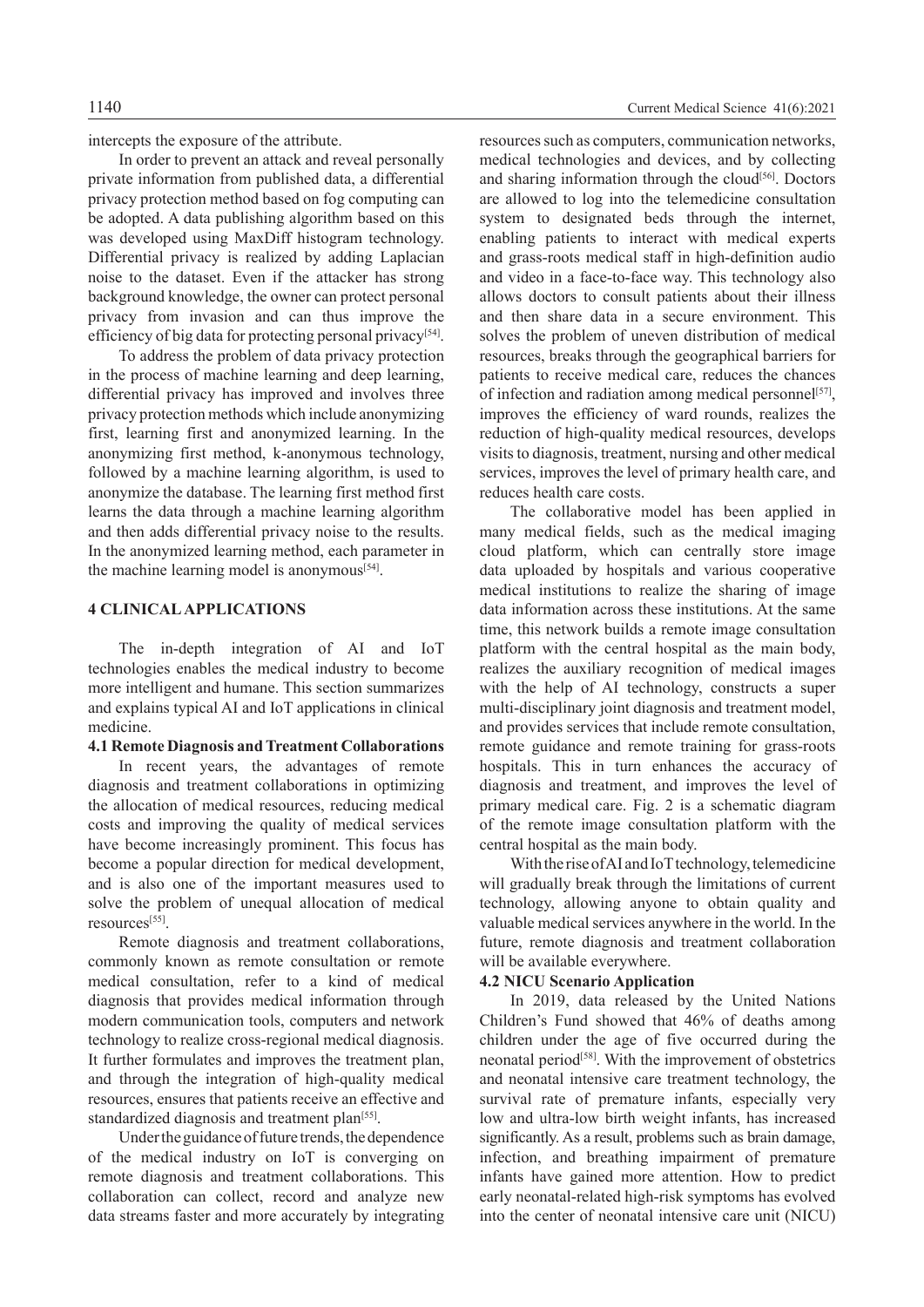intercepts the exposure of the attribute.

In order to prevent an attack and reveal personally private information from published data, a differential privacy protection method based on fog computing can be adopted. A data publishing algorithm based on this was developed using MaxDiff histogram technology. Differential privacy is realized by adding Laplacian noise to the dataset. Even if the attacker has strong background knowledge, the owner can protect personal privacy from invasion and can thus improve the efficiency of big data for protecting personal privacy[54].

To address the problem of data privacy protection in the process of machine learning and deep learning, differential privacy has improved and involves three privacy protection methods which include anonymizing first, learning first and anonymized learning. In the anonymizing first method, k-anonymous technology, followed by a machine learning algorithm, is used to anonymize the database. The learning first method first learns the data through a machine learning algorithm and then adds differential privacy noise to the results. In the anonymized learning method, each parameter in the machine learning model is anonymous[54].

## 4 CLINICAL APPLICATIONS

The in-depth integration of AI and IoT technologies enables the medical industry to become more intelligent and humane. This section summarizes and explains typical AI and IoT applications in clinical medicine.

### 4.1 Remote Diagnosis and Treatment Collaborations

In recent years, the advantages of remote diagnosis and treatment collaborations in optimizing the allocation of medical resources, reducing medical costs and improving the quality of medical services have become increasingly prominent. This focus has become a popular direction for medical development, and is also one of the important measures used to solve the problem of unequal allocation of medical resources[55].

Remote diagnosis and treatment collaborations, commonly known as remote consultation or remote medical consultation, refer to a kind of medical diagnosis that provides medical information through modern communication tools, computers and network technology to realize cross-regional medical diagnosis. It further formulates and improves the treatment plan, and through the integration of high-quality medical resources, ensures that patients receive an effective and standardized diagnosis and treatment plan[55].

Under the guidance of future trends, the dependence of the medical industry on IoT is converging on remote diagnosis and treatment collaborations. This collaboration can collect, record and analyze new data streams faster and more accurately by integrating resources such as computers, communication networks, medical technologies and devices, and by collecting and sharing information through the cloud[56]. Doctors are allowed to log into the telemedicine consultation system to designated beds through the internet, enabling patients to interact with medical experts and grass-roots medical staff in high-definition audio and video in a face-to-face way. This technology also allows doctors to consult patients about their illness and then share data in a secure environment. This solves the problem of uneven distribution of medical resources, breaks through the geographical barriers for patients to receive medical care, reduces the chances of infection and radiation among medical personnel[57], improves the efficiency of ward rounds, realizes the reduction of high-quality medical resources, develops visits to diagnosis, treatment, nursing and other medical services, improves the level of primary health care, and reduces health care costs.

The collaborative model has been applied in many medical fields, such as the medical imaging cloud platform, which can centrally store image data uploaded by hospitals and various cooperative medical institutions to realize the sharing of image data information across these institutions. At the same time, this network builds a remote image consultation platform with the central hospital as the main body, realizes the auxiliary recognition of medical images with the help of AI technology, constructs a super multi-disciplinary joint diagnosis and treatment model, and provides services that include remote consultation, remote guidance and remote training for grass-roots hospitals. This in turn enhances the accuracy of diagnosis and treatment, and improves the level of primary medical care. Fig. 2 is a schematic diagram of the remote image consultation platform with the central hospital as the main body.

With the rise of AI and IoT technology, telemedicine will gradually break through the limitations of current technology, allowing anyone to obtain quality and valuable medical services anywhere in the world. In the future, remote diagnosis and treatment collaboration will be available everywhere.

### 4.2 NICU Scenario Application

In 2019, data released by the United Nations Children's Fund showed that 46% of deaths among children under the age of five occurred during the neonatal period[58]. With the improvement of obstetrics and neonatal intensive care treatment technology, the survival rate of premature infants, especially very low and ultra-low birth weight infants, has increased significantly. As a result, problems such as brain damage, infection, and breathing impairment of premature infants have gained more attention. How to predict early neonatal-related high-risk symptoms has evolved into the center of neonatal intensive care unit (NICU)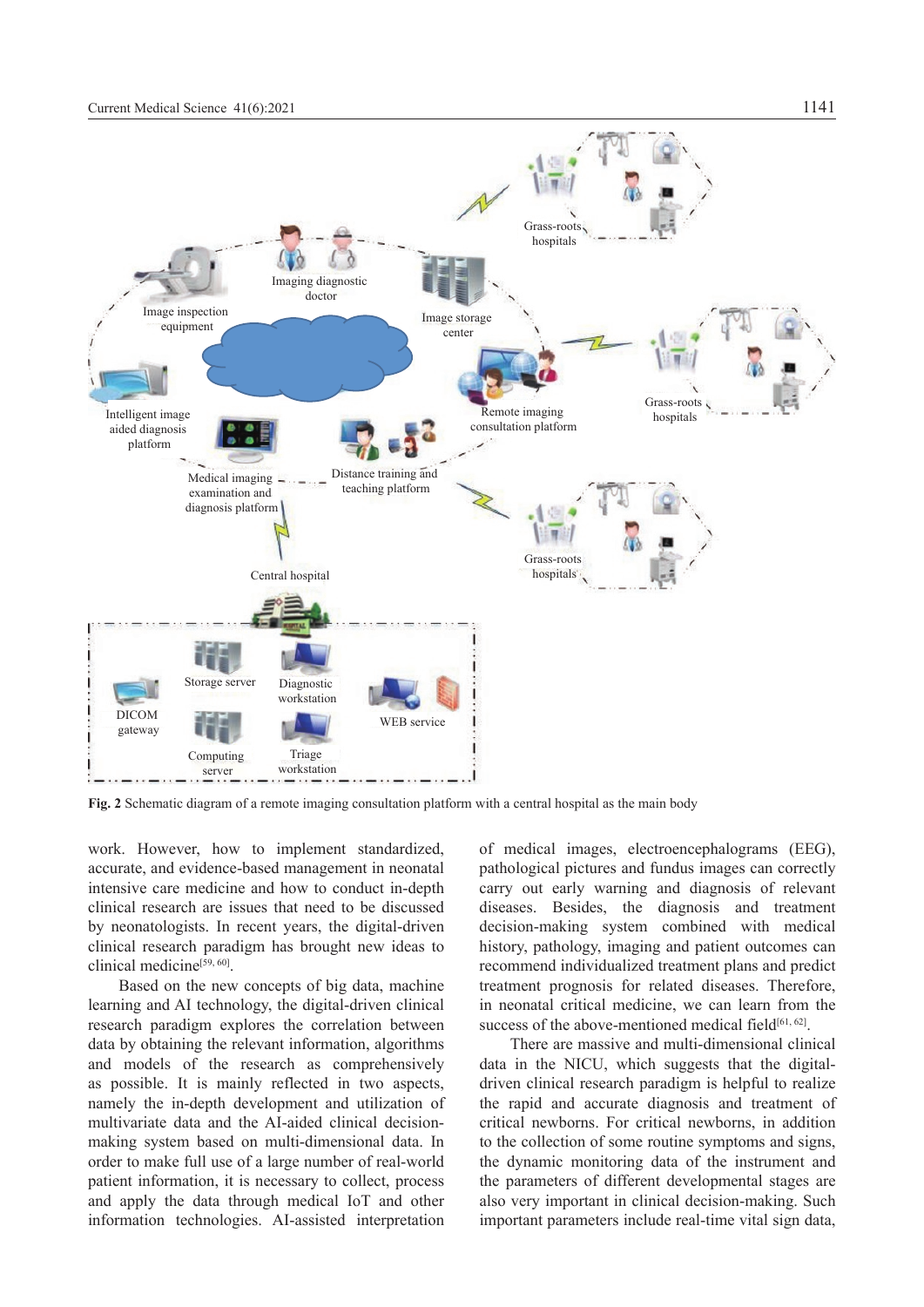Grass-roots hospitals

Imaging diagnostic doctor

Image inspection equipment

Image storage center

Grass-roots hospitals

Remote imaging consultation platform

Intelligent image aided diagnosis platform

Medical imaging examination and diagnosis platform

Distance training and teaching platform

Grass-roots hospitals

Central hospital

Storage server

Diagnostic workstation

DICOM gateway

WEB service

Computing server

Triage workstation

**Fig. 2** Schematic diagram of a remote imaging consultation platform with a central hospital as the main body

work. However, how to implement standardized, accurate, and evidence-based management in neonatal intensive care medicine and how to conduct in-depth clinical research are issues that need to be discussed by neonatologists. In recent years, the digital-driven clinical research paradigm has brought new ideas to clinical medicine[59, 60].

Based on the new concepts of big data, machine learning and AI technology, the digital-driven clinical research paradigm explores the correlation between data by obtaining the relevant information, algorithms and models of the research as comprehensively as possible. It is mainly reflected in two aspects, namely the in-depth development and utilization of multivariate data and the AI-aided clinical decision-making system based on multi-dimensional data. In order to make full use of a large number of real-world patient information, it is necessary to collect, process and apply the data through medical IoT and other information technologies. AI-assisted interpretation of medical images, electroencephalograms (EEG), pathological pictures and fundus images can correctly carry out early warning and diagnosis of relevant diseases. Besides, the diagnosis and treatment decision-making system combined with medical history, pathology, imaging and patient outcomes can recommend individualized treatment plans and predict treatment prognosis for related diseases. Therefore, in neonatal critical medicine, we can learn from the success of the above-mentioned medical field[61, 62].

There are massive and multi-dimensional clinical data in the NICU, which suggests that the digital-driven clinical research paradigm is helpful to realize the rapid and accurate diagnosis and treatment of critical newborns. For critical newborns, in addition to the collection of some routine symptoms and signs, the dynamic monitoring data of the instrument and the parameters of different developmental stages are also very important in clinical decision-making. Such important parameters include real-time vital sign data,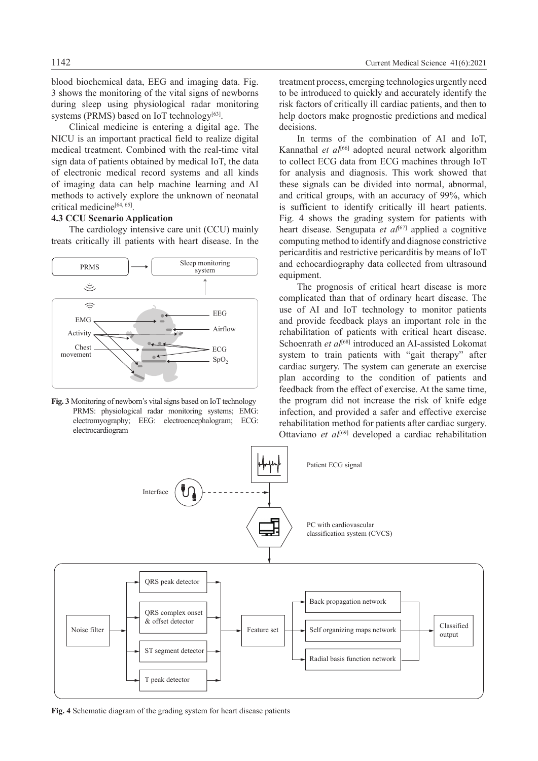blood biochemical data, EEG and imaging data. Fig. 3 shows the monitoring of the vital signs of newborns during sleep using physiological radar monitoring systems (PRMS) based on IoT technology[63].

Clinical medicine is entering a digital age. The NICU is an important practical field to realize digital medical treatment. Combined with the real-time vital sign data of patients obtained by medical IoT, the data of electronic medical record systems and all kinds of imaging data can help machine learning and AI methods to actively explore the unknown of neonatal critical medicine[64, 65].

### 4.3 CCU Scenario Application

The cardiology intensive care unit (CCU) mainly treats critically ill patients with heart disease. In the treatment process, emerging technologies urgently need to be introduced to quickly and accurately identify the risk factors of critically ill cardiac patients, and then to help doctors make prognostic predictions and medical decisions.

PRMS

Sleep monitoring system

EMG

Activity

Chest movement

EEG

Airflow

ECG

$SpO_2$

**Fig. 3** Monitoring of newborn's vital signs based on IoT technology PRMS: physiological radar monitoring systems; EMG: electromyography; EEG: electroencephalogram; ECG: electrocardiogram

In terms of the combination of AI and IoT, Kannathal *et al*[66] adopted neural network algorithm to collect ECG data from ECG machines through IoT for analysis and diagnosis. This work showed that these signals can be divided into normal, abnormal, and critical groups, with an accuracy of 99%, which is sufficient to identify critically ill heart patients. Fig. 4 shows the grading system for patients with heart disease. Sengupata *et al*[67] applied a cognitive computing method to identify and diagnose constrictive pericarditis and restrictive pericarditis by means of IoT and echocardiography data collected from ultrasound equipment.

The prognosis of critical heart disease is more complicated than that of ordinary heart disease. The use of AI and IoT technology to monitor patients and provide feedback plays an important role in the rehabilitation of patients with critical heart disease. Schoenrath *et al*[68] introduced an AI-assisted Lokomat system to train patients with "gait therapy" after cardiac surgery. The system can generate an exercise plan according to the condition of patients and feedback from the effect of exercise. At the same time, the program did not increase the risk of knife edge infection, and provided a safe and effective exercise rehabilitation method for patients after cardiac surgery. Ottaviano *et al*[69] developed a cardiac rehabilitation

Patient ECG signal

Interface

PC with cardiovascular classification system (CVCS)

Noise filter

QRS peak detector

QRS complex onset & offset detector

ST segment detector

T peak detector

Feature set

Back propagation network

Self organizing maps network

Radial basis function network

Classified output

**Fig. 4** Schematic diagram of the grading system for heart disease patients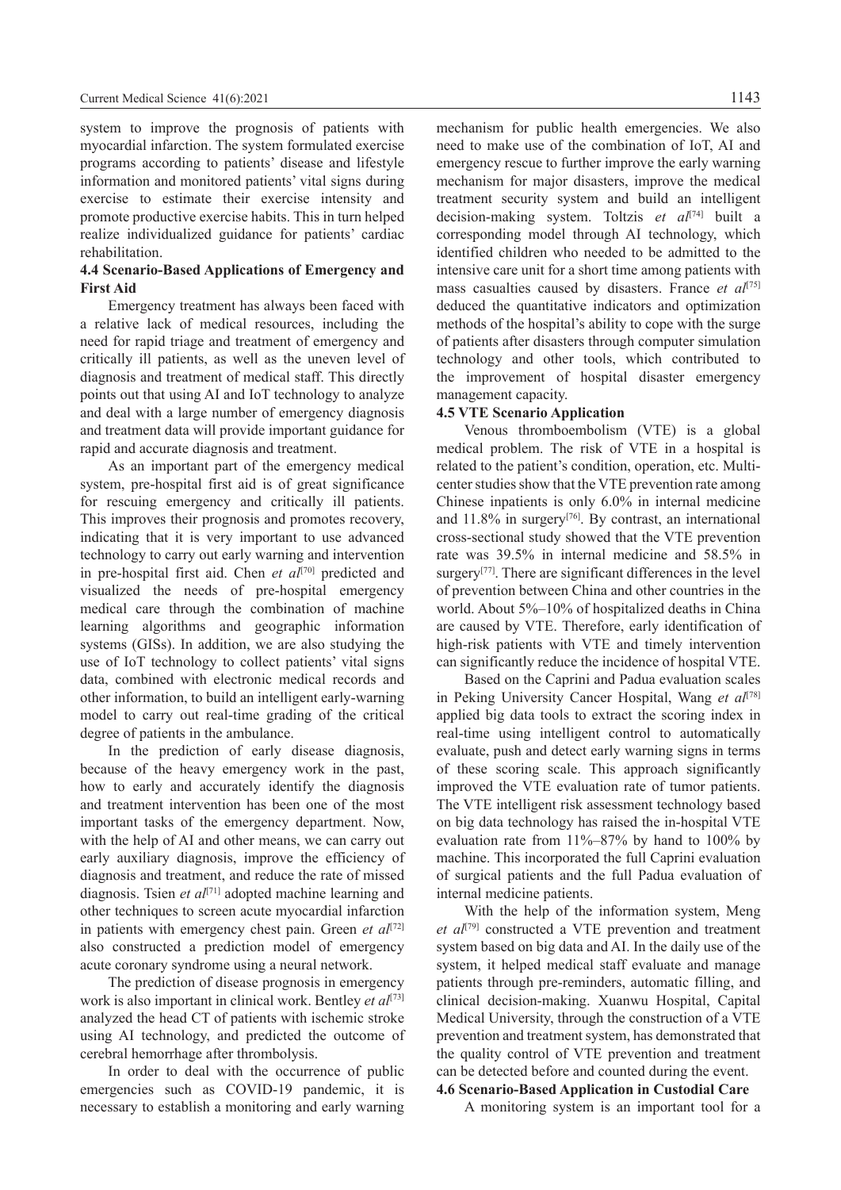system to improve the prognosis of patients with myocardial infarction. The system formulated exercise programs according to patients' disease and lifestyle information and monitored patients' vital signs during exercise to estimate their exercise intensity and promote productive exercise habits. This in turn helped realize individualized guidance for patients' cardiac rehabilitation.

### 4.4 Scenario-Based Applications of Emergency and First Aid

Emergency treatment has always been faced with a relative lack of medical resources, including the need for rapid triage and treatment of emergency and critically ill patients, as well as the uneven level of diagnosis and treatment of medical staff. This directly points out that using AI and IoT technology to analyze and deal with a large number of emergency diagnosis and treatment data will provide important guidance for rapid and accurate diagnosis and treatment.

As an important part of the emergency medical system, pre-hospital first aid is of great significance for rescuing emergency and critically ill patients. This improves their prognosis and promotes recovery, indicating that it is very important to use advanced technology to carry out early warning and intervention in pre-hospital first aid. Chen *et al*[70] predicted and visualized the needs of pre-hospital emergency medical care through the combination of machine learning algorithms and geographic information systems (GISs). In addition, we are also studying the use of IoT technology to collect patients' vital signs data, combined with electronic medical records and other information, to build an intelligent early-warning model to carry out real-time grading of the critical degree of patients in the ambulance.

In the prediction of early disease diagnosis, because of the heavy emergency work in the past, how to early and accurately identify the diagnosis and treatment intervention has been one of the most important tasks of the emergency department. Now, with the help of AI and other means, we can carry out early auxiliary diagnosis, improve the efficiency of diagnosis and treatment, and reduce the rate of missed diagnosis. Tsien *et al*[71] adopted machine learning and other techniques to screen acute myocardial infarction in patients with emergency chest pain. Green *et al*[72] also constructed a prediction model of emergency acute coronary syndrome using a neural network.

The prediction of disease prognosis in emergency work is also important in clinical work. Bentley *et al*[73] analyzed the head CT of patients with ischemic stroke using AI technology, and predicted the outcome of cerebral hemorrhage after thrombolysis.

In order to deal with the occurrence of public emergencies such as COVID-19 pandemic, it is necessary to establish a monitoring and early warning mechanism for public health emergencies. We also need to make use of the combination of IoT, AI and emergency rescue to further improve the early warning mechanism for major disasters, improve the medical treatment security system and build an intelligent decision-making system. Toltzis *et al*[74] built a corresponding model through AI technology, which identified children who needed to be admitted to the intensive care unit for a short time among patients with mass casualties caused by disasters. France *et al*[75] deduced the quantitative indicators and optimization methods of the hospital's ability to cope with the surge of patients after disasters through computer simulation technology and other tools, which contributed to the improvement of hospital disaster emergency management capacity.

### 4.5 VTE Scenario Application

Venous thromboembolism (VTE) is a global medical problem. The risk of VTE in a hospital is related to the patient's condition, operation, etc. Multi-center studies show that the VTE prevention rate among Chinese inpatients is only 6.0% in internal medicine and 11.8% in surgery[76]. By contrast, an international cross-sectional study showed that the VTE prevention rate was 39.5% in internal medicine and 58.5% in surgery[77]. There are significant differences in the level of prevention between China and other countries in the world. About 5%–10% of hospitalized deaths in China are caused by VTE. Therefore, early identification of high-risk patients with VTE and timely intervention can significantly reduce the incidence of hospital VTE.

Based on the Caprini and Padua evaluation scales in Peking University Cancer Hospital, Wang *et al*[78] applied big data tools to extract the scoring index in real-time using intelligent control to automatically evaluate, push and detect early warning signs in terms of these scoring scale. This approach significantly improved the VTE evaluation rate of tumor patients. The VTE intelligent risk assessment technology based on big data technology has raised the in-hospital VTE evaluation rate from 11%–87% by hand to 100% by machine. This incorporated the full Caprini evaluation of surgical patients and the full Padua evaluation of internal medicine patients.

With the help of the information system, Meng *et al*[79] constructed a VTE prevention and treatment system based on big data and AI. In the daily use of the system, it helped medical staff evaluate and manage patients through pre-reminders, automatic filling, and clinical decision-making. Xuanwu Hospital, Capital Medical University, through the construction of a VTE prevention and treatment system, has demonstrated that the quality control of VTE prevention and treatment can be detected before and counted during the event.

### 4.6 Scenario-Based Application in Custodial Care

A monitoring system is an important tool for a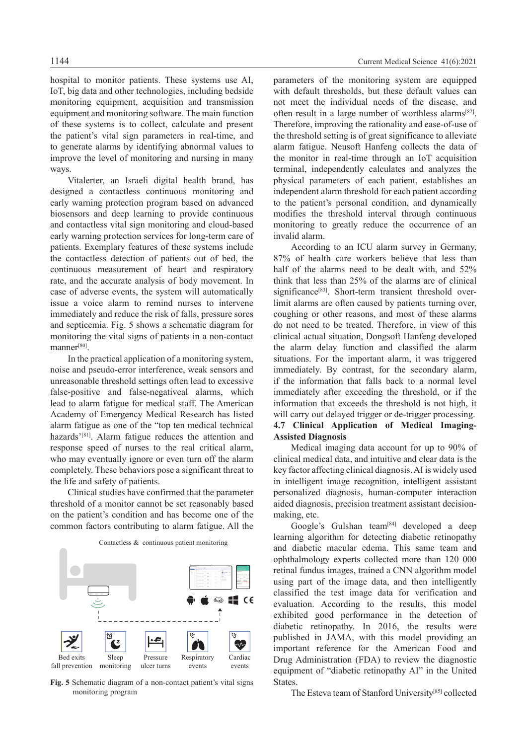hospital to monitor patients. These systems use AI, IoT, big data and other technologies, including bedside monitoring equipment, acquisition and transmission equipment and monitoring software. The main function of these systems is to collect, calculate and present the patient's vital sign parameters in real-time, and to generate alarms by identifying abnormal values to improve the level of monitoring and nursing in many ways.

Vitalerter, an Israeli digital health brand, has designed a contactless continuous monitoring and early warning protection program based on advanced biosensors and deep learning to provide continuous and contactless vital sign monitoring and cloud-based early warning protection services for long-term care of patients. Exemplary features of these systems include the contactless detection of patients out of bed, the continuous measurement of heart and respiratory rate, and the accurate analysis of body movement. In case of adverse events, the system will automatically issue a voice alarm to remind nurses to intervene immediately and reduce the risk of falls, pressure sores and septicemia. Fig. 5 shows a schematic diagram for monitoring the vital signs of patients in a non-contact manner[80].

In the practical application of a monitoring system, noise and pseudo-error interference, weak sensors and unreasonable threshold settings often lead to excessive false-positive and false-negativeal alarms, which lead to alarm fatigue for medical staff. The American Academy of Emergency Medical Research has listed alarm fatigue as one of the "top ten medical technical hazards'[81]. Alarm fatigue reduces the attention and response speed of nurses to the real critical alarm, who may eventually ignore or even turn off the alarm completely. These behaviors pose a significant threat to the life and safety of patients.

Clinical studies have confirmed that the parameter threshold of a monitor cannot be set reasonably based on the patient's condition and has become one of the common factors contributing to alarm fatigue. All the parameters of the monitoring system are equipped with default thresholds, but these default values can not meet the individual needs of the disease, and often result in a large number of worthless alarms[82]. Therefore, improving the rationality and ease-of-use of the threshold setting is of great significance to alleviate alarm fatigue. Neusoft Hanfeng collects the data of the monitor in real-time through an IoT acquisition terminal, independently calculates and analyzes the physical parameters of each patient, establishes an independent alarm threshold for each patient according to the patient's personal condition, and dynamically modifies the threshold interval through continuous monitoring to greatly reduce the occurrence of an invalid alarm.

Contactless & continuous patient monitoring

Bed exits fall prevention

Sleep monitoring

Pressure ulcer turns

Respiratory events

Cardiac events

**Fig. 5** Schematic diagram of a non-contact patient's vital signs monitoring program

According to an ICU alarm survey in Germany, 87% of health care workers believe that less than half of the alarms need to be dealt with, and 52% think that less than 25% of the alarms are of clinical significance[83]. Short-term transient threshold over-limit alarms are often caused by patients turning over, coughing or other reasons, and most of these alarms do not need to be treated. Therefore, in view of this clinical actual situation, Dongsoft Hanfeng developed the alarm delay function and classified the alarm situations. For the important alarm, it was triggered immediately. By contrast, for the secondary alarm, if the information that falls back to a normal level immediately after exceeding the threshold, or if the information that exceeds the threshold is not high, it will carry out delayed trigger or de-trigger processing.

### 4.7 Clinical Application of Medical Imaging-Assisted Diagnosis

Medical imaging data account for up to 90% of clinical medical data, and intuitive and clear data is the key factor affecting clinical diagnosis. AI is widely used in intelligent image recognition, intelligent assistant personalized diagnosis, human-computer interaction aided diagnosis, precision treatment assistant decision-making, etc.

Google's Gulshan team[84] developed a deep learning algorithm for detecting diabetic retinopathy and diabetic macular edema. This same team and ophthalmology experts collected more than 120 000 retinal fundus images, trained a CNN algorithm model using part of the image data, and then intelligently classified the test image data for verification and evaluation. According to the results, this model exhibited good performance in the detection of diabetic retinopathy. In 2016, the results were published in JAMA, with this model providing an important reference for the American Food and Drug Administration (FDA) to review the diagnostic equipment of "diabetic retinopathy AI" in the United States.

The Esteva team of Stanford University[85] collected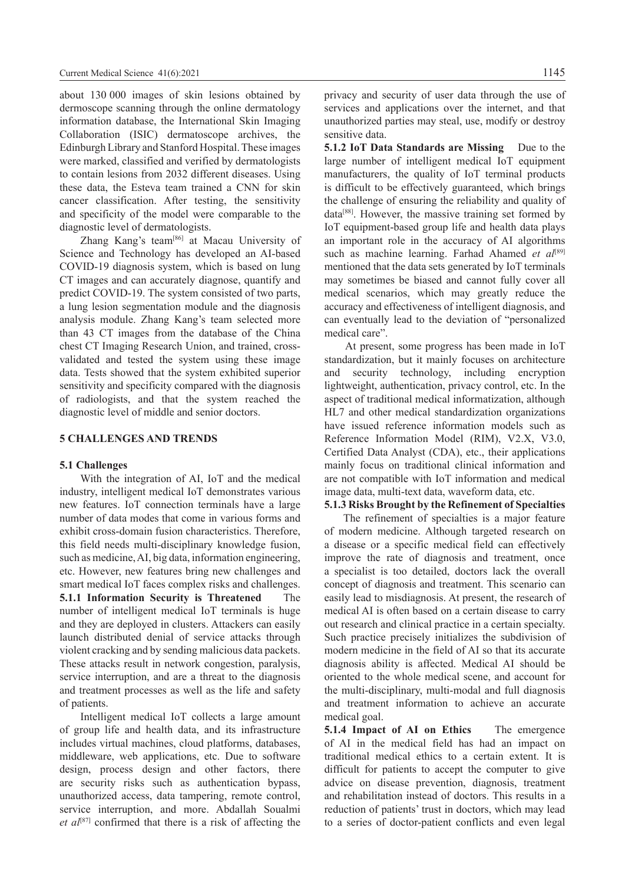about 130 000 images of skin lesions obtained by dermoscope scanning through the online dermatology information database, the International Skin Imaging Collaboration (ISIC) dermatoscope archives, the Edinburgh Library and Stanford Hospital. These images were marked, classified and verified by dermatologists to contain lesions from 2032 different diseases. Using these data, the Esteva team trained a CNN for skin cancer classification. After testing, the sensitivity and specificity of the model were comparable to the diagnostic level of dermatologists.

Zhang Kang's team[86] at Macau University of Science and Technology has developed an AI-based COVID-19 diagnosis system, which is based on lung CT images and can accurately diagnose, quantify and predict COVID-19. The system consisted of two parts, a lung lesion segmentation module and the diagnosis analysis module. Zhang Kang's team selected more than 43 CT images from the database of the China chest CT Imaging Research Union, and trained, cross-validated and tested the system using these image data. Tests showed that the system exhibited superior sensitivity and specificity compared with the diagnosis of radiologists, and that the system reached the diagnostic level of middle and senior doctors.

## 5 CHALLENGES AND TRENDS

### 5.1 Challenges

With the integration of AI, IoT and the medical industry, intelligent medical IoT demonstrates various new features. IoT connection terminals have a large number of data modes that come in various forms and exhibit cross-domain fusion characteristics. Therefore, this field needs multi-disciplinary knowledge fusion, such as medicine, AI, big data, information engineering, etc. However, new features bring new challenges and smart medical IoT faces complex risks and challenges.

**5.1.1 Information Security is Threatened** The number of intelligent medical IoT terminals is huge and they are deployed in clusters. Attackers can easily launch distributed denial of service attacks through violent cracking and by sending malicious data packets. These attacks result in network congestion, paralysis, service interruption, and are a threat to the diagnosis and treatment processes as well as the life and safety of patients.

Intelligent medical IoT collects a large amount of group life and health data, and its infrastructure includes virtual machines, cloud platforms, databases, middleware, web applications, etc. Due to software design, process design and other factors, there are security risks such as authentication bypass, unauthorized access, data tampering, remote control, service interruption, and more. Abdallah Soualmi *et al*[87] confirmed that there is a risk of affecting the privacy and security of user data through the use of services and applications over the internet, and that unauthorized parties may steal, use, modify or destroy sensitive data.

**5.1.2 IoT Data Standards are Missing** Due to the large number of intelligent medical IoT equipment manufacturers, the quality of IoT terminal products is difficult to be effectively guaranteed, which brings the challenge of ensuring the reliability and quality of data[88]. However, the massive training set formed by IoT equipment-based group life and health data plays an important role in the accuracy of AI algorithms such as machine learning. Farhad Ahamed *et al*[89] mentioned that the data sets generated by IoT terminals may sometimes be biased and cannot fully cover all medical scenarios, which may greatly reduce the accuracy and effectiveness of intelligent diagnosis, and can eventually lead to the deviation of "personalized medical care".

At present, some progress has been made in IoT standardization, but it mainly focuses on architecture and security technology, including encryption lightweight, authentication, privacy control, etc. In the aspect of traditional medical informatization, although HL7 and other medical standardization organizations have issued reference information models such as Reference Information Model (RIM), V2.X, V3.0, Certified Data Analyst (CDA), etc., their applications mainly focus on traditional clinical information and are not compatible with IoT information and medical image data, multi-text data, waveform data, etc.

**5.1.3 Risks Brought by the Refinement of Specialties** The refinement of specialties is a major feature of modern medicine. Although targeted research on a disease or a specific medical field can effectively improve the rate of diagnosis and treatment, once a specialist is too detailed, doctors lack the overall concept of diagnosis and treatment. This scenario can easily lead to misdiagnosis. At present, the research of medical AI is often based on a certain disease to carry out research and clinical practice in a certain specialty. Such practice precisely initializes the subdivision of modern medicine in the field of AI so that its accurate diagnosis ability is affected. Medical AI should be oriented to the whole medical scene, and account for the multi-disciplinary, multi-modal and full diagnosis and treatment information to achieve an accurate medical goal.

**5.1.4 Impact of AI on Ethics** The emergence of AI in the medical field has had an impact on traditional medical ethics to a certain extent. It is difficult for patients to accept the computer to give advice on disease prevention, diagnosis, treatment and rehabilitation instead of doctors. This results in a reduction of patients' trust in doctors, which may lead to a series of doctor-patient conflicts and even legal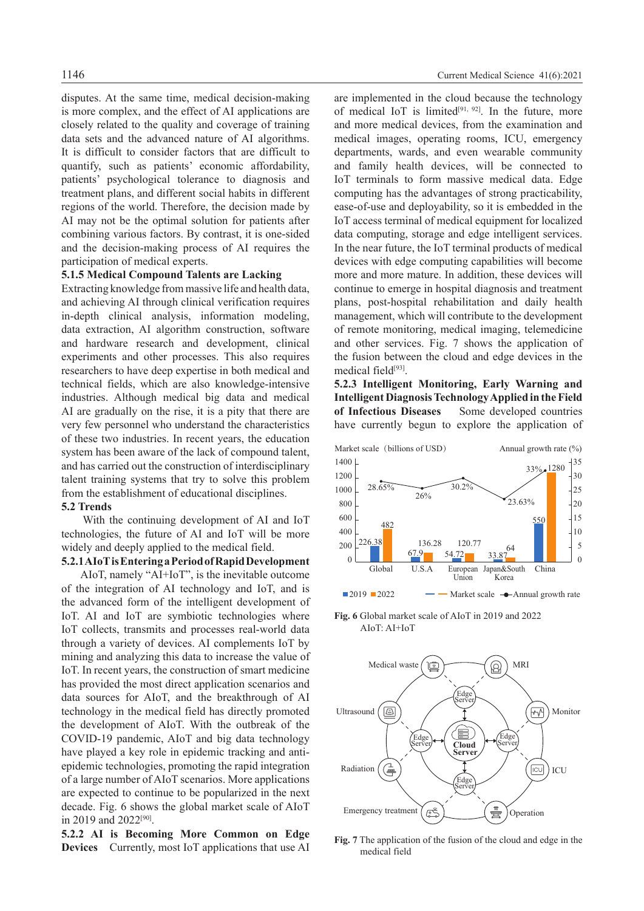disputes. At the same time, medical decision-making is more complex, and the effect of AI applications are closely related to the quality and coverage of training data sets and the advanced nature of AI algorithms. It is difficult to consider factors that are difficult to quantify, such as patients' economic affordability, patients' psychological tolerance to diagnosis and treatment plans, and different social habits in different regions of the world. Therefore, the decision made by AI may not be the optimal solution for patients after combining various factors. By contrast, it is one-sided and the decision-making process of AI requires the participation of medical experts.

**5.1.5 Medical Compound Talents are Lacking**

Extracting knowledge from massive life and health data, and achieving AI through clinical verification requires in-depth clinical analysis, information modeling, data extraction, AI algorithm construction, software and hardware research and development, clinical experiments and other processes. This also requires researchers to have deep expertise in both medical and technical fields, which are also knowledge-intensive industries. Although medical big data and medical AI are gradually on the rise, it is a pity that there are very few personnel who understand the characteristics of these two industries. In recent years, the education system has been aware of the lack of compound talent, and has carried out the construction of interdisciplinary talent training systems that try to solve this problem from the establishment of educational disciplines.

## 5.2 Trends

With the continuing development of AI and IoT technologies, the future of AI and IoT will be more widely and deeply applied to the medical field.

**5.2.1 AIoT is Entering a Period of Rapid Development**

AIoT, namely "AI+IoT", is the inevitable outcome of the integration of AI technology and IoT, and is the advanced form of the intelligent development of IoT. AI and IoT are symbiotic technologies where IoT collects, transmits and processes real-world data through a variety of devices. AI complements IoT by mining and analyzing this data to increase the value of IoT. In recent years, the construction of smart medicine has provided the most direct application scenarios and data sources for AIoT, and the breakthrough of AI technology in the medical field has directly promoted the development of AIoT. With the outbreak of the COVID-19 pandemic, AIoT and big data technology have played a key role in epidemic tracking and anti-epidemic technologies, promoting the rapid integration of a large number of AIoT scenarios. More applications are expected to continue to be popularized in the next decade. Fig. 6 shows the global market scale of AIoT in 2019 and 2022[90].

**5.2.2 AI is Becoming More Common on Edge Devices** Currently, most IoT applications that use AI are implemented in the cloud because the technology of medical IoT is limited[91, 92]. In the future, more and more medical devices, from the examination and medical images, operating rooms, ICU, emergency departments, wards, and even wearable community and family health devices, will be connected to IoT terminals to form massive medical data. Edge computing has the advantages of strong practicability, ease-of-use and deployability, so it is embedded in the IoT access terminal of medical equipment for localized data computing, storage and edge intelligent services. In the near future, the IoT terminal products of medical devices with edge computing capabilities will become more and more mature. In addition, these devices will continue to emerge in hospital diagnosis and treatment plans, post-hospital rehabilitation and daily health management, which will contribute to the development of remote monitoring, medical imaging, telemedicine and other services. Fig. 7 shows the application of the fusion between the cloud and edge devices in the medical field[93].

**5.2.3 Intelligent Monitoring, Early Warning and Intelligent Diagnosis Technology Applied in the Field of Infectious Diseases** Some developed countries have currently begun to explore the application of

Market scale (billions of USD)
Annual growth rate (%)
1400, 1200, 1000, 800, 600, 400, 200, 0
35, 30, 25, 20, 15, 10, 5, 0
28.65%, 26%, 30.2%, 23.63%, 33%
226.38, 482, 67.9, 136.28, 54.72, 120.77, 33.87, 64, 550, 1280
Global, U.S.A, European Union, Japan&South Korea, China
2019, 2022, Market scale, Annual growth rate

**Fig. 6** Global market scale of AIoT in 2019 and 2022
AIoT: AI+IoT

Medical waste, MRI, Ultrasound, Monitor, Radiation, ICU, Emergency treatment, Operation
Edge Server, Edge Server, Edge Server, Edge Server, Cloud Server

**Fig. 7** The application of the fusion of the cloud and edge in the medical field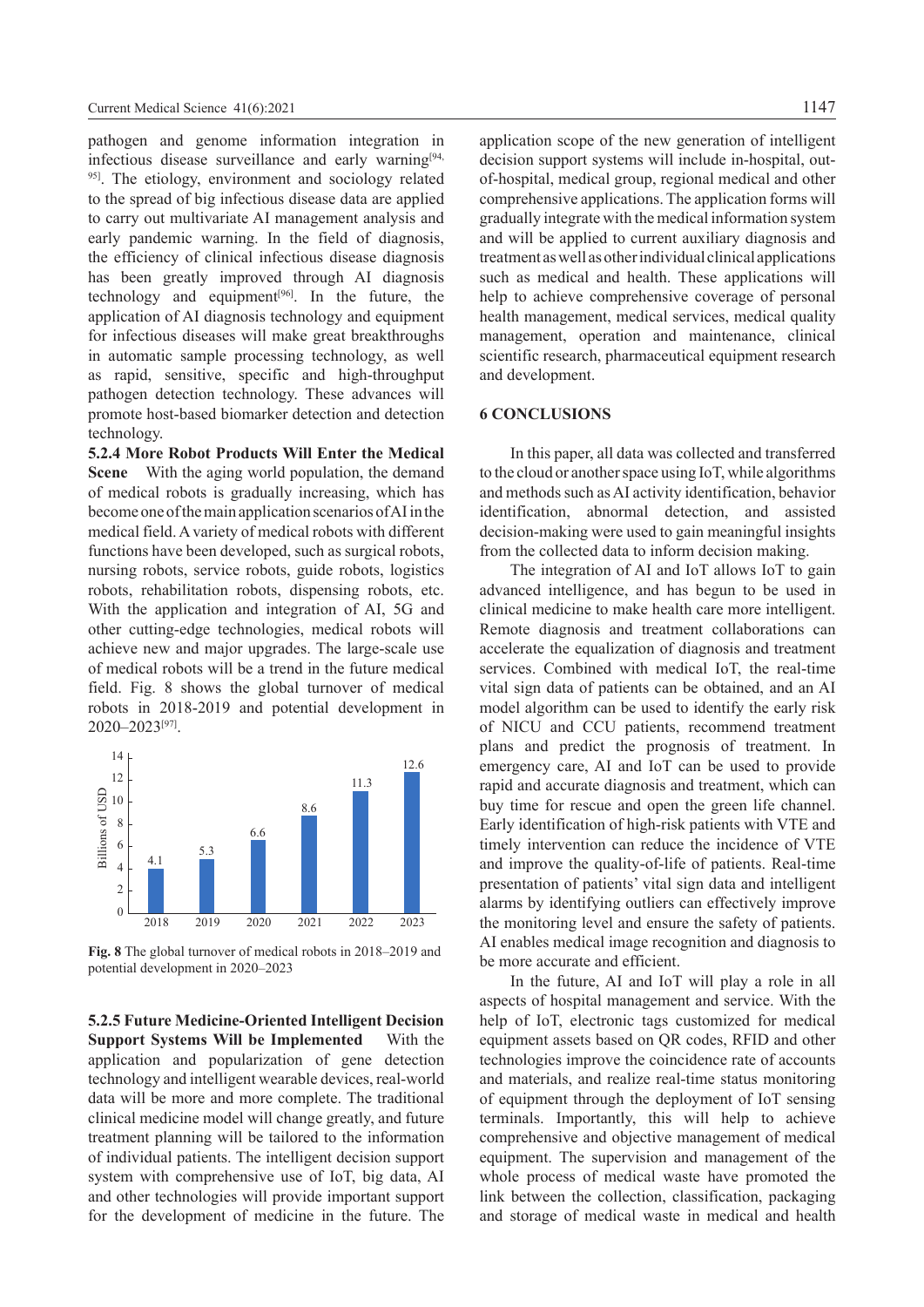pathogen and genome information integration in infectious disease surveillance and early warning[94, 95]. The etiology, environment and sociology related to the spread of big infectious disease data are applied to carry out multivariate AI management analysis and early pandemic warning. In the field of diagnosis, the efficiency of clinical infectious disease diagnosis has been greatly improved through AI diagnosis technology and equipment[96]. In the future, the application of AI diagnosis technology and equipment for infectious diseases will make great breakthroughs in automatic sample processing technology, as well as rapid, sensitive, specific and high-throughput pathogen detection technology. These advances will promote host-based biomarker detection and detection technology.

**5.2.4 More Robot Products Will Enter the Medical Scene** With the aging world population, the demand of medical robots is gradually increasing, which has become one of the main application scenarios of AI in the medical field. A variety of medical robots with different functions have been developed, such as surgical robots, nursing robots, service robots, guide robots, logistics robots, rehabilitation robots, dispensing robots, etc. With the application and integration of AI, 5G and other cutting-edge technologies, medical robots will achieve new and major upgrades. The large-scale use of medical robots will be a trend in the future medical field. Fig. 8 shows the global turnover of medical robots in 2018-2019 and potential development in 2020–2023[97].

Billions of USD
0
2
4
6
8
10
12
14
4.1
5.3
6.6
8.6
11.3
12.6
2018
2019
2020
2021
2022
2023

**Fig. 8** The global turnover of medical robots in 2018–2019 and potential development in 2020–2023

**5.2.5 Future Medicine-Oriented Intelligent Decision Support Systems Will be Implemented** With the application and popularization of gene detection technology and intelligent wearable devices, real-world data will be more and more complete. The traditional clinical medicine model will change greatly, and future treatment planning will be tailored to the information of individual patients. The intelligent decision support system with comprehensive use of IoT, big data, AI and other technologies will provide important support for the development of medicine in the future. The application scope of the new generation of intelligent decision support systems will include in-hospital, out-of-hospital, medical group, regional medical and other comprehensive applications. The application forms will gradually integrate with the medical information system and will be applied to current auxiliary diagnosis and treatment as well as other individual clinical applications such as medical and health. These applications will help to achieve comprehensive coverage of personal health management, medical services, medical quality management, operation and maintenance, clinical scientific research, pharmaceutical equipment research and development.

## 6 CONCLUSIONS

In this paper, all data was collected and transferred to the cloud or another space using IoT, while algorithms and methods such as AI activity identification, behavior identification, abnormal detection, and assisted decision-making were used to gain meaningful insights from the collected data to inform decision making.

The integration of AI and IoT allows IoT to gain advanced intelligence, and has begun to be used in clinical medicine to make health care more intelligent. Remote diagnosis and treatment collaborations can accelerate the equalization of diagnosis and treatment services. Combined with medical IoT, the real-time vital sign data of patients can be obtained, and an AI model algorithm can be used to identify the early risk of NICU and CCU patients, recommend treatment plans and predict the prognosis of treatment. In emergency care, AI and IoT can be used to provide rapid and accurate diagnosis and treatment, which can buy time for rescue and open the green life channel. Early identification of high-risk patients with VTE and timely intervention can reduce the incidence of VTE and improve the quality-of-life of patients. Real-time presentation of patients' vital sign data and intelligent alarms by identifying outliers can effectively improve the monitoring level and ensure the safety of patients. AI enables medical image recognition and diagnosis to be more accurate and efficient.

In the future, AI and IoT will play a role in all aspects of hospital management and service. With the help of IoT, electronic tags customized for medical equipment assets based on QR codes, RFID and other technologies improve the coincidence rate of accounts and materials, and realize real-time status monitoring of equipment through the deployment of IoT sensing terminals. Importantly, this will help to achieve comprehensive and objective management of medical equipment. The supervision and management of the whole process of medical waste have promoted the link between the collection, classification, packaging and storage of medical waste in medical and health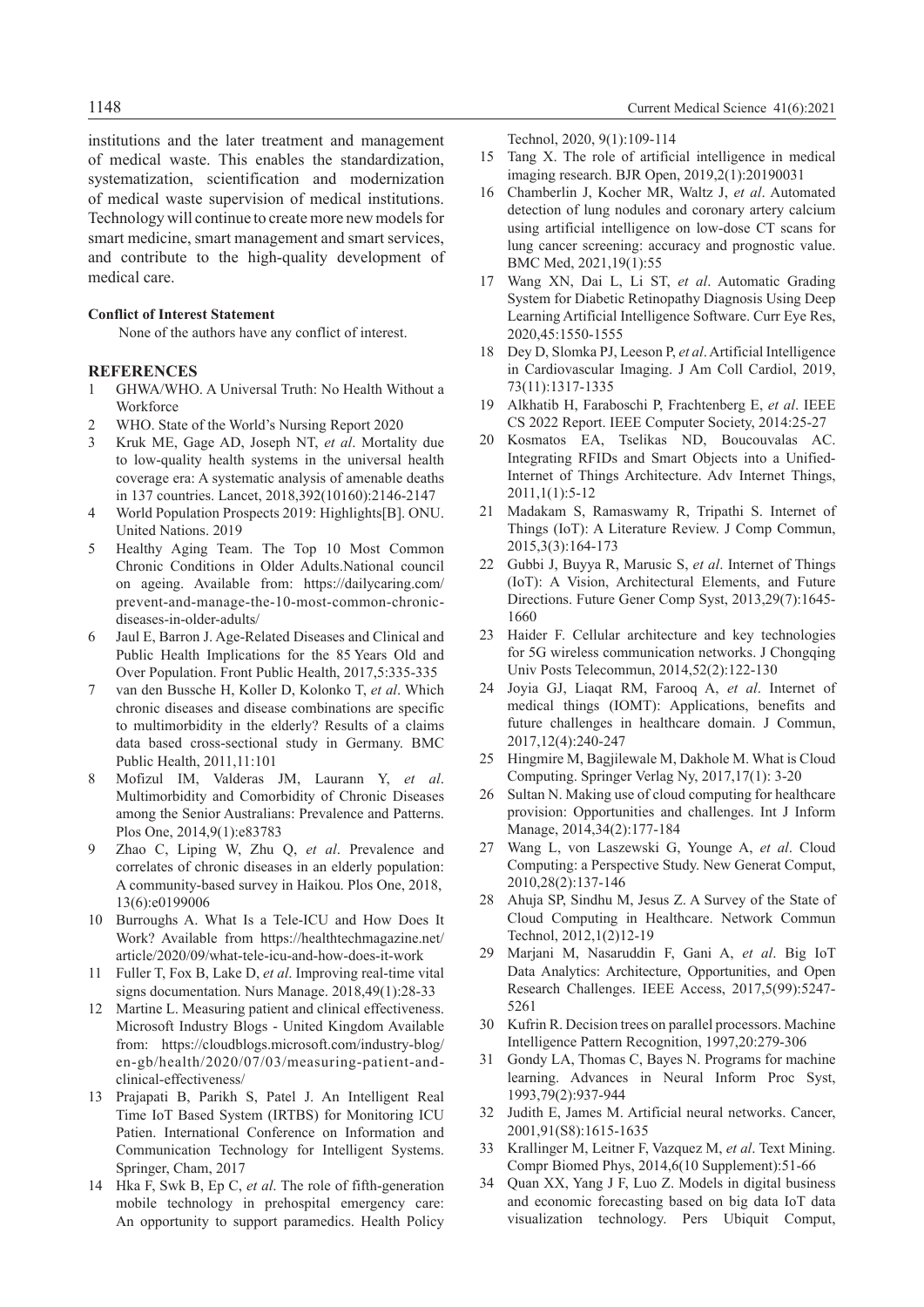institutions and the later treatment and management of medical waste. This enables the standardization, systematization, scientification and modernization of medical waste supervision of medical institutions. Technology will continue to create more new models for smart medicine, smart management and smart services, and contribute to the high-quality development of medical care.

**Conflict of Interest Statement**

None of the authors have any conflict of interest.

## REFERENCES

1. GHWA/WHO. A Universal Truth: No Health Without a Workforce
2. WHO. State of the World's Nursing Report 2020
3. Kruk ME, Gage AD, Joseph NT, *et al*. Mortality due to low-quality health systems in the universal health coverage era: A systematic analysis of amenable deaths in 137 countries. Lancet, 2018,392(10160):2146-2147
4. World Population Prospects 2019: Highlights[B]. ONU. United Nations. 2019
5. Healthy Aging Team. The Top 10 Most Common Chronic Conditions in Older Adults.National council on ageing. Available from: https://dailycaring.com/prevent-and-manage-the-10-most-common-chronic-diseases-in-older-adults/
6. Jaul E, Barron J. Age-Related Diseases and Clinical and Public Health Implications for the 85 Years Old and Over Population. Front Public Health, 2017,5:335-335
7. van den Bussche H, Koller D, Kolonko T, *et al*. Which chronic diseases and disease combinations are specific to multimorbidity in the elderly? Results of a claims data based cross-sectional study in Germany. BMC Public Health, 2011,11:101
8. Mofizul IM, Valderas JM, Laurann Y, *et al*. Multimorbidity and Comorbidity of Chronic Diseases among the Senior Australians: Prevalence and Patterns. Plos One, 2014,9(1):e83783
9. Zhao C, Liping W, Zhu Q, *et al*. Prevalence and correlates of chronic diseases in an elderly population: A community-based survey in Haikou. Plos One, 2018, 13(6):e0199006
10. Burroughs A. What Is a Tele-ICU and How Does It Work? Available from https://healthtechmagazine.net/article/2020/09/what-tele-icu-and-how-does-it-work
11. Fuller T, Fox B, Lake D, *et al*. Improving real-time vital signs documentation. Nurs Manage. 2018,49(1):28-33
12. Martine L. Measuring patient and clinical effectiveness. Microsoft Industry Blogs - United Kingdom Available from: https://cloudblogs.microsoft.com/industry-blog/en-gb/health/2020/07/03/measuring-patient-and-clinical-effectiveness/
13. Prajapati B, Parikh S, Patel J. An Intelligent Real Time IoT Based System (IRTBS) for Monitoring ICU Patien. International Conference on Information and Communication Technology for Intelligent Systems. Springer, Cham, 2017
14. Hka F, Swk B, Ep C, *et al*. The role of fifth-generation mobile technology in prehospital emergency care: An opportunity to support paramedics. Health Policy Technol, 2020, 9(1):109-114
15. Tang X. The role of artificial intelligence in medical imaging research. BJR Open, 2019,2(1):20190031
16. Chamberlin J, Kocher MR, Waltz J, *et al*. Automated detection of lung nodules and coronary artery calcium using artificial intelligence on low-dose CT scans for lung cancer screening: accuracy and prognostic value. BMC Med, 2021,19(1):55
17. Wang XN, Dai L, Li ST, *et al*. Automatic Grading System for Diabetic Retinopathy Diagnosis Using Deep Learning Artificial Intelligence Software. Curr Eye Res, 2020,45:1550-1555
18. Dey D, Slomka PJ, Leeson P, *et al*. Artificial Intelligence in Cardiovascular Imaging. J Am Coll Cardiol, 2019, 73(11):1317-1335
19. Alkhatib H, Faraboschi P, Frachtenberg E, *et al*. IEEE CS 2022 Report. IEEE Computer Society, 2014:25-27
20. Kosmatos EA, Tselikas ND, Boucouvalas AC. Integrating RFIDs and Smart Objects into a Unified-Internet of Things Architecture. Adv Internet Things, 2011,1(1):5-12
21. Madakam S, Ramaswamy R, Tripathi S. Internet of Things (IoT): A Literature Review. J Comp Commun, 2015,3(3):164-173
22. Gubbi J, Buyya R, Marusic S, *et al*. Internet of Things (IoT): A Vision, Architectural Elements, and Future Directions. Future Gener Comp Syst, 2013,29(7):1645-1660
23. Haider F. Cellular architecture and key technologies for 5G wireless communication networks. J Chongqing Univ Posts Telecommun, 2014,52(2):122-130
24. Joyia GJ, Liaqat RM, Farooq A, *et al*. Internet of medical things (IOMT): Applications, benefits and future challenges in healthcare domain. J Commun, 2017,12(4):240-247
25. Hingmire M, Bagjilewale M, Dakhole M. What is Cloud Computing. Springer Verlag Ny, 2017,17(1): 3-20
26. Sultan N. Making use of cloud computing for healthcare provision: Opportunities and challenges. Int J Inform Manage, 2014,34(2):177-184
27. Wang L, von Laszewski G, Younge A, *et al*. Cloud Computing: a Perspective Study. New Generat Comput, 2010,28(2):137-146
28. Ahuja SP, Sindhu M, Jesus Z. A Survey of the State of Cloud Computing in Healthcare. Network Commun Technol, 2012,1(2)12-19
29. Marjani M, Nasaruddin F, Gani A, *et al*. Big IoT Data Analytics: Architecture, Opportunities, and Open Research Challenges. IEEE Access, 2017,5(99):5247-5261
30. Kufrin R. Decision trees on parallel processors. Machine Intelligence Pattern Recognition, 1997,20:279-306
31. Gondy LA, Thomas C, Bayes N. Programs for machine learning. Advances in Neural Inform Proc Syst, 1993,79(2):937-944
32. Judith E, James M. Artificial neural networks. Cancer, 2001,91(S8):1615-1635
33. Krallinger M, Leitner F, Vazquez M, *et al*. Text Mining. Compr Biomed Phys, 2014,6(10 Supplement):51-66
34. Quan XX, Yang J F, Luo Z. Models in digital business and economic forecasting based on big data IoT data visualization technology. Pers Ubiquit Comput,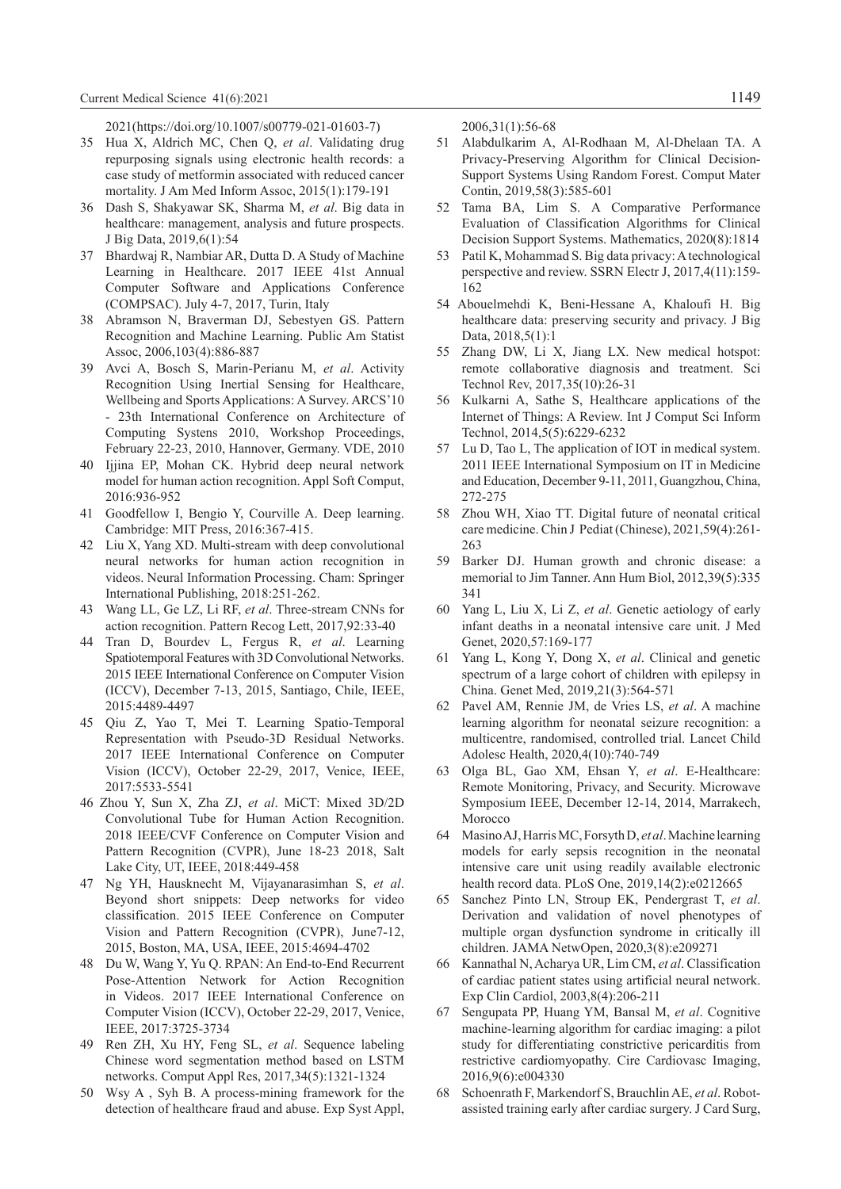2021(https://doi.org/10.1007/s00779-021-01603-7)

35 Hua X, Aldrich MC, Chen Q, *et al*. Validating drug repurposing signals using electronic health records: a case study of metformin associated with reduced cancer mortality. J Am Med Inform Assoc, 2015(1):179-191
36 Dash S, Shakyawar SK, Sharma M, *et al*. Big data in healthcare: management, analysis and future prospects. J Big Data, 2019,6(1):54
37 Bhardwaj R, Nambiar AR, Dutta D. A Study of Machine Learning in Healthcare. 2017 IEEE 41st Annual Computer Software and Applications Conference (COMPSAC). July 4-7, 2017, Turin, Italy
38 Abramson N, Braverman DJ, Sebestyen GS. Pattern Recognition and Machine Learning. Public Am Statist Assoc, 2006,103(4):886-887
39 Avci A, Bosch S, Marin-Perianu M, *et al*. Activity Recognition Using Inertial Sensing for Healthcare, Wellbeing and Sports Applications: A Survey. ARCS'10 - 23th International Conference on Architecture of Computing Systens 2010, Workshop Proceedings, February 22-23, 2010, Hannover, Germany. VDE, 2010
40 Ijjina EP, Mohan CK. Hybrid deep neural network model for human action recognition. Appl Soft Comput, 2016:936-952
41 Goodfellow I, Bengio Y, Courville A. Deep learning. Cambridge: MIT Press, 2016:367-415.
42 Liu X, Yang XD. Multi-stream with deep convolutional neural networks for human action recognition in videos. Neural Information Processing. Cham: Springer International Publishing, 2018:251-262.
43 Wang LL, Ge LZ, Li RF, *et al*. Three-stream CNNs for action recognition. Pattern Recog Lett, 2017,92:33-40
44 Tran D, Bourdev L, Fergus R, *et al*. Learning Spatiotemporal Features with 3D Convolutional Networks. 2015 IEEE International Conference on Computer Vision (ICCV), December 7-13, 2015, Santiago, Chile, IEEE, 2015:4489-4497
45 Qiu Z, Yao T, Mei T. Learning Spatio-Temporal Representation with Pseudo-3D Residual Networks. 2017 IEEE International Conference on Computer Vision (ICCV), October 22-29, 2017, Venice, IEEE, 2017:5533-5541
46 Zhou Y, Sun X, Zha ZJ, *et al*. MiCT: Mixed 3D/2D Convolutional Tube for Human Action Recognition. 2018 IEEE/CVF Conference on Computer Vision and Pattern Recognition (CVPR), June 18-23 2018, Salt Lake City, UT, IEEE, 2018:449-458
47 Ng YH, Hausknecht M, Vijayanarasimhan S, *et al*. Beyond short snippets: Deep networks for video classification. 2015 IEEE Conference on Computer Vision and Pattern Recognition (CVPR), June7-12, 2015, Boston, MA, USA, IEEE, 2015:4694-4702
48 Du W, Wang Y, Yu Q. RPAN: An End-to-End Recurrent Pose-Attention Network for Action Recognition in Videos. 2017 IEEE International Conference on Computer Vision (ICCV), October 22-29, 2017, Venice, IEEE, 2017:3725-3734
49 Ren ZH, Xu HY, Feng SL, *et al*. Sequence labeling Chinese word segmentation method based on LSTM networks. Comput Appl Res, 2017,34(5):1321-1324
50 Wsy A , Syh B. A process-mining framework for the detection of healthcare fraud and abuse. Exp Syst Appl, 2006,31(1):56-68
51 Alabdulkarim A, Al-Rodhaan M, Al-Dhelaan TA. A Privacy-Preserving Algorithm for Clinical Decision-Support Systems Using Random Forest. Comput Mater Contin, 2019,58(3):585-601
52 Tama BA, Lim S. A Comparative Performance Evaluation of Classification Algorithms for Clinical Decision Support Systems. Mathematics, 2020(8):1814
53 Patil K, Mohammad S. Big data privacy: A technological perspective and review. SSRN Electr J, 2017,4(11):159-162
54 Abouelmehdi K, Beni-Hessane A, Khaloufi H. Big healthcare data: preserving security and privacy. J Big Data, 2018,5(1):1
55 Zhang DW, Li X, Jiang LX. New medical hotspot: remote collaborative diagnosis and treatment. Sci Technol Rev, 2017,35(10):26-31
56 Kulkarni A, Sathe S, Healthcare applications of the Internet of Things: A Review. Int J Comput Sci Inform Technol, 2014,5(5):6229-6232
57 Lu D, Tao L, The application of IOT in medical system. 2011 IEEE International Symposium on IT in Medicine and Education, December 9-11, 2011, Guangzhou, China, 272-275
58 Zhou WH, Xiao TT. Digital future of neonatal critical care medicine. Chin J Pediat (Chinese), 2021,59(4):261-263
59 Barker DJ. Human growth and chronic disease: a memorial to Jim Tanner. Ann Hum Biol, 2012,39(5):335 341
60 Yang L, Liu X, Li Z, *et al*. Genetic aetiology of early infant deaths in a neonatal intensive care unit. J Med Genet, 2020,57:169-177
61 Yang L, Kong Y, Dong X, *et al*. Clinical and genetic spectrum of a large cohort of children with epilepsy in China. Genet Med, 2019,21(3):564-571
62 Pavel AM, Rennie JM, de Vries LS, *et al*. A machine learning algorithm for neonatal seizure recognition: a multicentre, randomised, controlled trial. Lancet Child Adolesc Health, 2020,4(10):740-749
63 Olga BL, Gao XM, Ehsan Y, *et al*. E-Healthcare: Remote Monitoring, Privacy, and Security. Microwave Symposium IEEE, December 12-14, 2014, Marrakech, Morocco
64 Masino AJ, Harris MC, Forsyth D, *et al*. Machine learning models for early sepsis recognition in the neonatal intensive care unit using readily available electronic health record data. PLoS One, 2019,14(2):e0212665
65 Sanchez Pinto LN, Stroup EK, Pendergrast T, *et al*. Derivation and validation of novel phenotypes of multiple organ dysfunction syndrome in critically ill children. JAMA NetwOpen, 2020,3(8):e209271
66 Kannathal N, Acharya UR, Lim CM, *et al*. Classification of cardiac patient states using artificial neural network. Exp Clin Cardiol, 2003,8(4):206-211
67 Sengupata PP, Huang YM, Bansal M, *et al*. Cognitive machine-learning algorithm for cardiac imaging: a pilot study for differentiating constrictive pericarditis from restrictive cardiomyopathy. Cire Cardiovasc Imaging, 2016,9(6):e004330
68 Schoenrath F, Markendorf S, Brauchlin AE, *et al*. Robot-assisted training early after cardiac surgery. J Card Surg,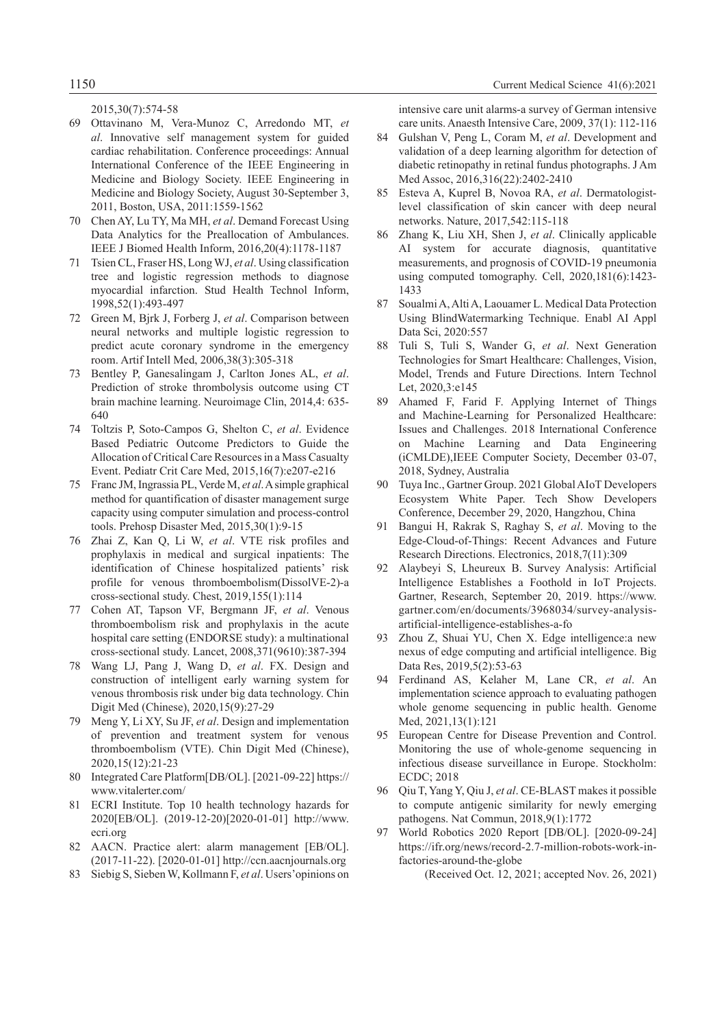2015,30(7):574-58

69 Ottavinano M, Vera-Munoz C, Arredondo MT, *et al*. Innovative self management system for guided cardiac rehabilitation. Conference proceedings: Annual International Conference of the IEEE Engineering in Medicine and Biology Society. IEEE Engineering in Medicine and Biology Society, August 30-September 3, 2011, Boston, USA, 2011:1559-1562
70 Chen AY, Lu TY, Ma MH, *et al*. Demand Forecast Using Data Analytics for the Preallocation of Ambulances. IEEE J Biomed Health Inform, 2016,20(4):1178-1187
71 Tsien CL, Fraser HS, Long WJ, *et al*. Using classification tree and logistic regression methods to diagnose myocardial infarction. Stud Health Technol Inform, 1998,52(1):493-497
72 Green M, Bjrk J, Forberg J, *et al*. Comparison between neural networks and multiple logistic regression to predict acute coronary syndrome in the emergency room. Artif Intell Med, 2006,38(3):305-318
73 Bentley P, Ganesalingam J, Carlton Jones AL, *et al*. Prediction of stroke thrombolysis outcome using CT brain machine learning. Neuroimage Clin, 2014,4: 635-640
74 Toltzis P, Soto-Campos G, Shelton C, *et al*. Evidence Based Pediatric Outcome Predictors to Guide the Allocation of Critical Care Resources in a Mass Casualty Event. Pediatr Crit Care Med, 2015,16(7):e207-e216
75 Franc JM, Ingrassia PL, Verde M, *et al*. A simple graphical method for quantification of disaster management surge capacity using computer simulation and process-control tools. Prehosp Disaster Med, 2015,30(1):9-15
76 Zhai Z, Kan Q, Li W, *et al*. VTE risk profiles and prophylaxis in medical and surgical inpatients: The identification of Chinese hospitalized patients' risk profile for venous thromboembolism(DissolVE-2)-a cross-sectional study. Chest, 2019,155(1):114
77 Cohen AT, Tapson VF, Bergmann JF, *et al*. Venous thromboembolism risk and prophylaxis in the acute hospital care setting (ENDORSE study): a multinational cross-sectional study. Lancet, 2008,371(9610):387-394
78 Wang LJ, Pang J, Wang D, *et al*. FX. Design and construction of intelligent early warning system for venous thrombosis risk under big data technology. Chin Digit Med (Chinese), 2020,15(9):27-29
79 Meng Y, Li XY, Su JF, *et al*. Design and implementation of prevention and treatment system for venous thromboembolism (VTE). Chin Digit Med (Chinese), 2020,15(12):21-23
80 Integrated Care Platform[DB/OL]. [2021-09-22] https://www.vitalerter.com/
81 ECRI Institute. Top 10 health technology hazards for 2020[EB/OL]. (2019-12-20)[2020-01-01] http://www.ecri.org
82 AACN. Practice alert: alarm management [EB/OL]. (2017-11-22). [2020-01-01] http://ccn.aacnjournals.org
83 Siebig S, Sieben W, Kollmann F, *et al*. Users' opinions on intensive care unit alarms-a survey of German intensive care units. Anaesth Intensive Care, 2009, 37(1): 112-116
84 Gulshan V, Peng L, Coram M, *et al*. Development and validation of a deep learning algorithm for detection of diabetic retinopathy in retinal fundus photographs. J Am Med Assoc, 2016,316(22):2402-2410
85 Esteva A, Kuprel B, Novoa RA, *et al*. Dermatologist-level classification of skin cancer with deep neural networks. Nature, 2017,542:115-118
86 Zhang K, Liu XH, Shen J, *et al*. Clinically applicable AI system for accurate diagnosis, quantitative measurements, and prognosis of COVID-19 pneumonia using computed tomography. Cell, 2020,181(6):1423-1433
87 Soualmi A, Alti A, Laouamer L. Medical Data Protection Using BlindWatermarking Technique. Enabl AI Appl Data Sci, 2020:557
88 Tuli S, Tuli S, Wander G, *et al*. Next Generation Technologies for Smart Healthcare: Challenges, Vision, Model, Trends and Future Directions. Intern Technol Let, 2020,3:e145
89 Ahamed F, Farid F. Applying Internet of Things and Machine-Learning for Personalized Healthcare: Issues and Challenges. 2018 International Conference on Machine Learning and Data Engineering (iCMLDE),IEEE Computer Society, December 03-07, 2018, Sydney, Australia
90 Tuya Inc., Gartner Group. 2021 Global AIoT Developers Ecosystem White Paper. Tech Show Developers Conference, December 29, 2020, Hangzhou, China
91 Bangui H, Rakrak S, Raghay S, *et al*. Moving to the Edge-Cloud-of-Things: Recent Advances and Future Research Directions. Electronics, 2018,7(11):309
92 Alaybeyi S, Lheureux B. Survey Analysis: Artificial Intelligence Establishes a Foothold in IoT Projects. Gartner, Research, September 20, 2019. https://www.gartner.com/en/documents/3968034/survey-analysis-artificial-intelligence-establishes-a-fo
93 Zhou Z, Shuai YU, Chen X. Edge intelligence:a new nexus of edge computing and artificial intelligence. Big Data Res, 2019,5(2):53-63
94 Ferdinand AS, Kelaher M, Lane CR, *et al*. An implementation science approach to evaluating pathogen whole genome sequencing in public health. Genome Med, 2021,13(1):121
95 European Centre for Disease Prevention and Control. Monitoring the use of whole-genome sequencing in infectious disease surveillance in Europe. Stockholm: ECDC; 2018
96 Qiu T, Yang Y, Qiu J, *et al*. CE-BLAST makes it possible to compute antigenic similarity for newly emerging pathogens. Nat Commun, 2018,9(1):1772
97 World Robotics 2020 Report [DB/OL]. [2020-09-24] https://ifr.org/news/record-2.7-million-robots-work-in-factories-around-the-globe

(Received Oct. 12, 2021; accepted Nov. 26, 2021)